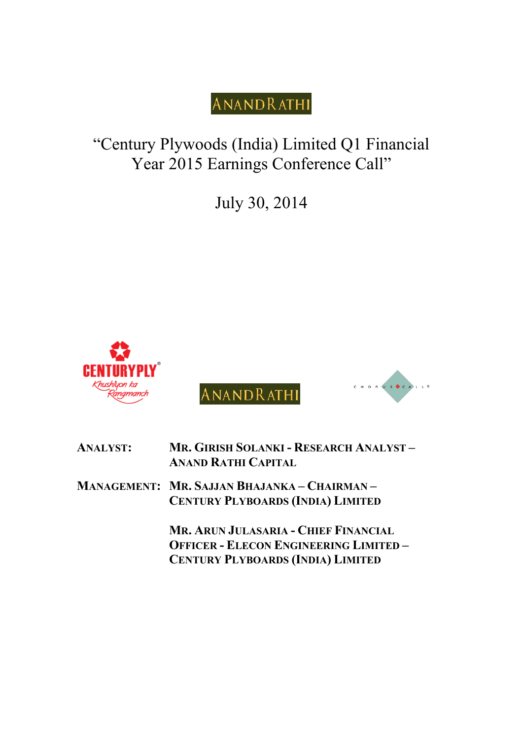ANANDRATHI

# "Century Plywoods (India) Limited Q1 Financial Year 2015 Earnings Conference Call"

July 30, 2014

CENTURYPLY® Khushiyon ka Rangmanch

ANANDRATHI

CHORUS CALL®

**ANALYST:** **MR. GIRISH SOLANKI - RESEARCH ANALYST – ANAND RATHI CAPITAL**

**MANAGEMENT:** **MR. SAJJAN BHAJANKA – CHAIRMAN – CENTURY PLYBOARDS (INDIA) LIMITED**

**MR. ARUN JULASARIA - CHIEF FINANCIAL OFFICER - ELECON ENGINEERING LIMITED – CENTURY PLYBOARDS (INDIA) LIMITED**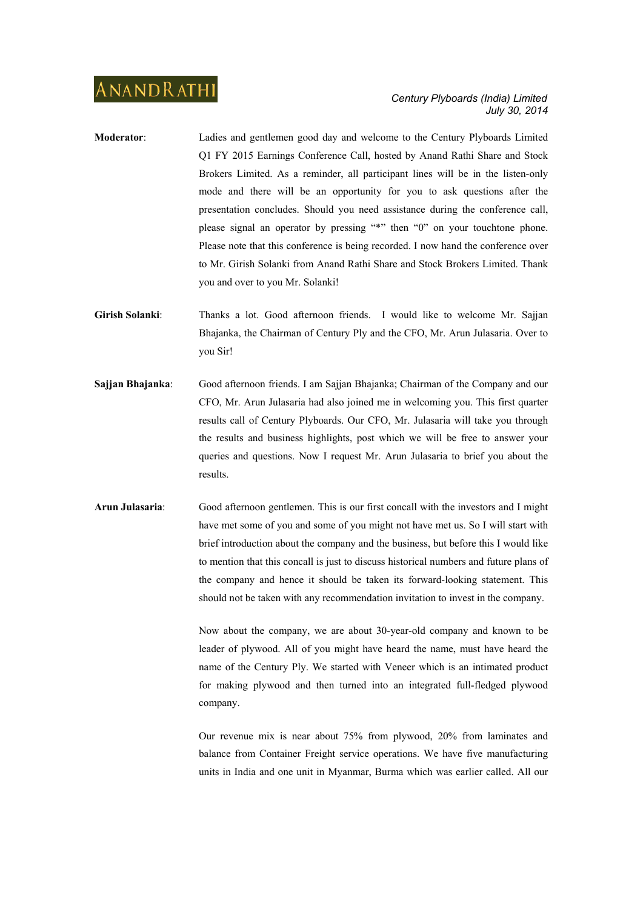**Moderator**: Ladies and gentlemen good day and welcome to the Century Plyboards Limited Q1 FY 2015 Earnings Conference Call, hosted by Anand Rathi Share and Stock Brokers Limited. As a reminder, all participant lines will be in the listen-only mode and there will be an opportunity for you to ask questions after the presentation concludes. Should you need assistance during the conference call, please signal an operator by pressing "*" then "0" on your touchtone phone. Please note that this conference is being recorded. I now hand the conference over to Mr. Girish Solanki from Anand Rathi Share and Stock Brokers Limited. Thank you and over to you Mr. Solanki!

**Girish Solanki**: Thanks a lot. Good afternoon friends. I would like to welcome Mr. Sajjan Bhajanka, the Chairman of Century Ply and the CFO, Mr. Arun Julasaria. Over to you Sir!

**Sajjan Bhajanka**: Good afternoon friends. I am Sajjan Bhajanka; Chairman of the Company and our CFO, Mr. Arun Julasaria had also joined me in welcoming you. This first quarter results call of Century Plyboards. Our CFO, Mr. Julasaria will take you through the results and business highlights, post which we will be free to answer your queries and questions. Now I request Mr. Arun Julasaria to brief you about the results.

**Arun Julasaria**: Good afternoon gentlemen. This is our first concall with the investors and I might have met some of you and some of you might not have met us. So I will start with brief introduction about the company and the business, but before this I would like to mention that this concall is just to discuss historical numbers and future plans of the company and hence it should be taken its forward-looking statement. This should not be taken with any recommendation invitation to invest in the company.

Now about the company, we are about 30-year-old company and known to be leader of plywood. All of you might have heard the name, must have heard the name of the Century Ply. We started with Veneer which is an intimated product for making plywood and then turned into an integrated full-fledged plywood company.

Our revenue mix is near about 75% from plywood, 20% from laminates and balance from Container Freight service operations. We have five manufacturing units in India and one unit in Myanmar, Burma which was earlier called. All our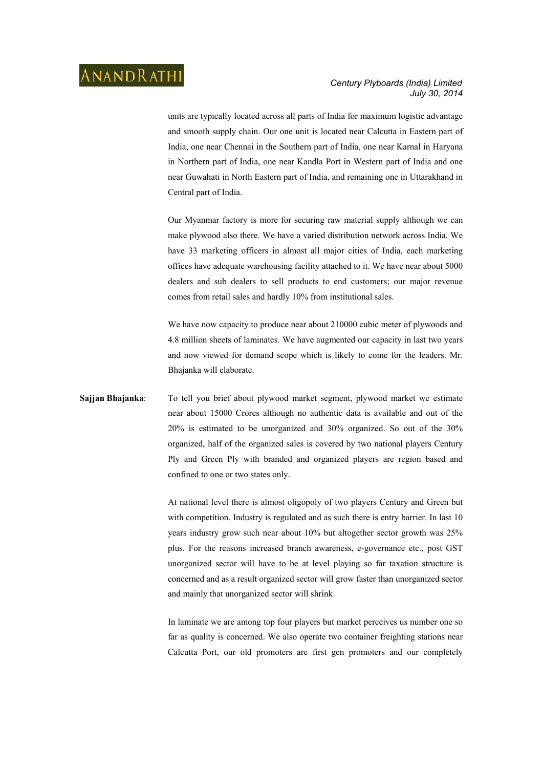units are typically located across all parts of India for maximum logistic advantage and smooth supply chain. Our one unit is located near Calcutta in Eastern part of India, one near Chennai in the Southern part of India, one near Karnal in Haryana in Northern part of India, one near Kandla Port in Western part of India and one near Guwahati in North Eastern part of India, and remaining one in Uttarakhand in Central part of India.

Our Myanmar factory is more for securing raw material supply although we can make plywood also there. We have a varied distribution network across India. We have 33 marketing officers in almost all major cities of India, each marketing offices have adequate warehousing facility attached to it. We have near about 5000 dealers and sub dealers to sell products to end customers; our major revenue comes from retail sales and hardly 10% from institutional sales.

We have now capacity to produce near about 210000 cubic meter of plywoods and 4.8 million sheets of laminates. We have augmented our capacity in last two years and now viewed for demand scope which is likely to come for the leaders. Mr. Bhajanka will elaborate.

**Sajjan Bhajanka**: To tell you brief about plywood market segment, plywood market we estimate near about 15000 Crores although no authentic data is available and out of the 20% is estimated to be unorganized and 30% organized. So out of the 30% organized, half of the organized sales is covered by two national players Century Ply and Green Ply with branded and organized players are region based and confined to one or two states only.

At national level there is almost oligopoly of two players Century and Green but with competition. Industry is regulated and as such there is entry barrier. In last 10 years industry grow such near about 10% but altogether sector growth was 25% plus. For the reasons increased branch awareness, e-governance etc., post GST unorganized sector will have to be at level playing so far taxation structure is concerned and as a result organized sector will grow faster than unorganized sector and mainly that unorganized sector will shrink.

In laminate we are among top four players but market perceives us number one so far as quality is concerned. We also operate two container freighting stations near Calcutta Port, our old promoters are first gen promoters and our completely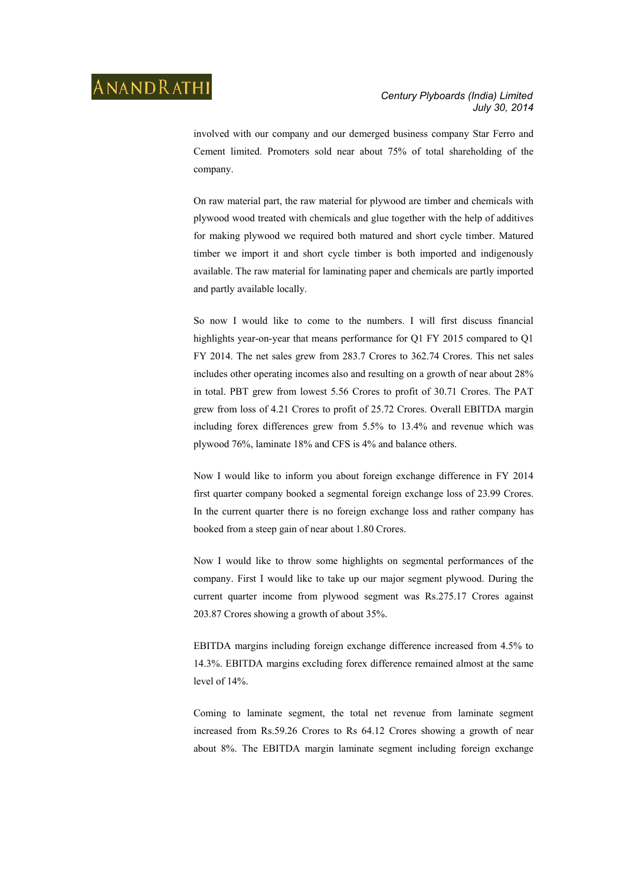involved with our company and our demerged business company Star Ferro and Cement limited. Promoters sold near about 75% of total shareholding of the company.

On raw material part, the raw material for plywood are timber and chemicals with plywood wood treated with chemicals and glue together with the help of additives for making plywood we required both matured and short cycle timber. Matured timber we import it and short cycle timber is both imported and indigenously available. The raw material for laminating paper and chemicals are partly imported and partly available locally.

So now I would like to come to the numbers. I will first discuss financial highlights year-on-year that means performance for Q1 FY 2015 compared to Q1 FY 2014. The net sales grew from 283.7 Crores to 362.74 Crores. This net sales includes other operating incomes also and resulting on a growth of near about 28% in total. PBT grew from lowest 5.56 Crores to profit of 30.71 Crores. The PAT grew from loss of 4.21 Crores to profit of 25.72 Crores. Overall EBITDA margin including forex differences grew from 5.5% to 13.4% and revenue which was plywood 76%, laminate 18% and CFS is 4% and balance others.

Now I would like to inform you about foreign exchange difference in FY 2014 first quarter company booked a segmental foreign exchange loss of 23.99 Crores. In the current quarter there is no foreign exchange loss and rather company has booked from a steep gain of near about 1.80 Crores.

Now I would like to throw some highlights on segmental performances of the company. First I would like to take up our major segment plywood. During the current quarter income from plywood segment was Rs.275.17 Crores against 203.87 Crores showing a growth of about 35%.

EBITDA margins including foreign exchange difference increased from 4.5% to 14.3%. EBITDA margins excluding forex difference remained almost at the same level of 14%.

Coming to laminate segment, the total net revenue from laminate segment increased from Rs.59.26 Crores to Rs 64.12 Crores showing a growth of near about 8%. The EBITDA margin laminate segment including foreign exchange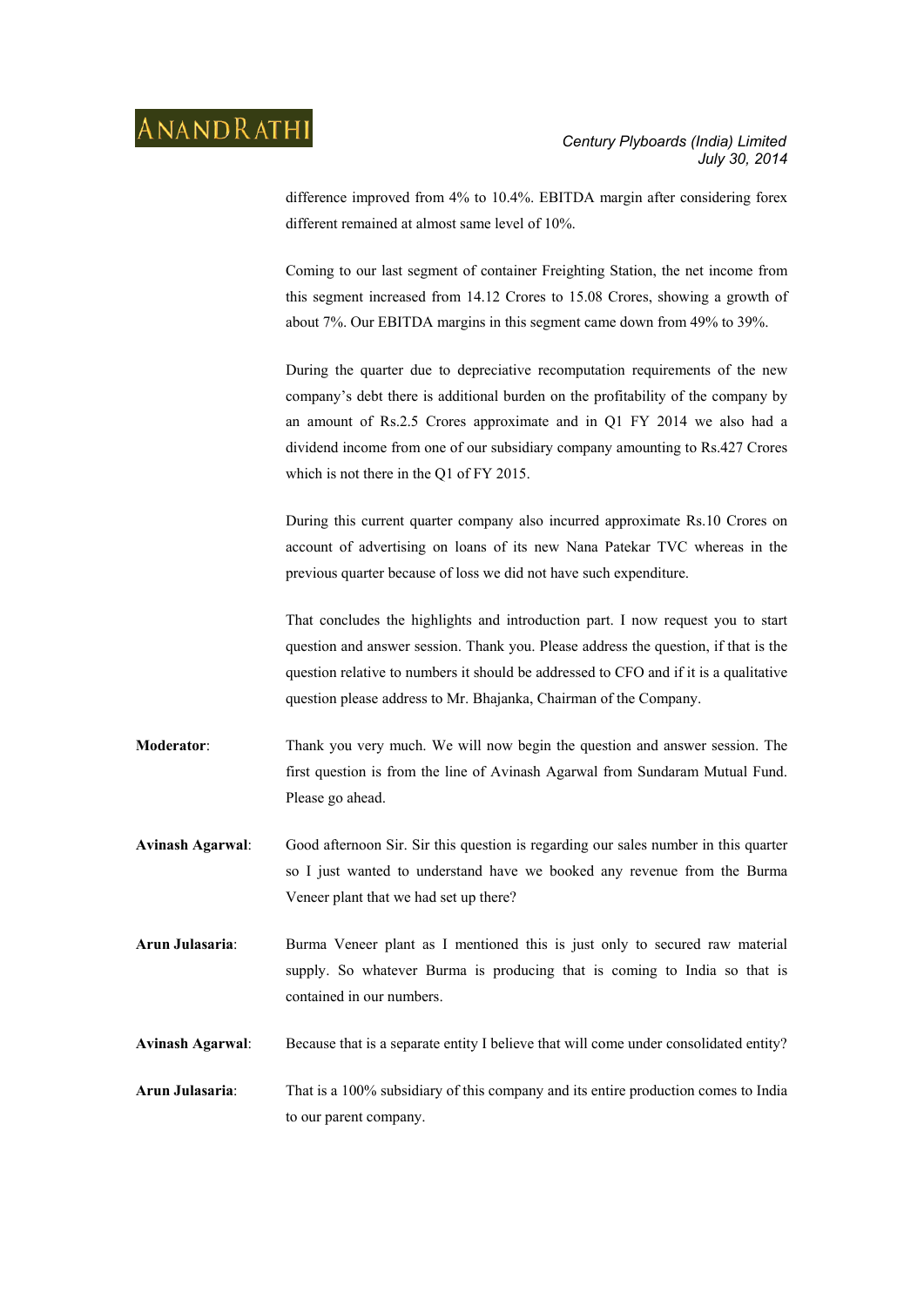difference improved from 4% to 10.4%. EBITDA margin after considering forex different remained at almost same level of 10%.

Coming to our last segment of container Freighting Station, the net income from this segment increased from 14.12 Crores to 15.08 Crores, showing a growth of about 7%. Our EBITDA margins in this segment came down from 49% to 39%.

During the quarter due to depreciative recomputation requirements of the new company's debt there is additional burden on the profitability of the company by an amount of Rs.2.5 Crores approximate and in Q1 FY 2014 we also had a dividend income from one of our subsidiary company amounting to Rs.427 Crores which is not there in the Q1 of FY 2015.

During this current quarter company also incurred approximate Rs.10 Crores on account of advertising on loans of its new Nana Patekar TVC whereas in the previous quarter because of loss we did not have such expenditure.

That concludes the highlights and introduction part. I now request you to start question and answer session. Thank you. Please address the question, if that is the question relative to numbers it should be addressed to CFO and if it is a qualitative question please address to Mr. Bhajanka, Chairman of the Company.

**Moderator**: Thank you very much. We will now begin the question and answer session. The first question is from the line of Avinash Agarwal from Sundaram Mutual Fund. Please go ahead.

**Avinash Agarwal**: Good afternoon Sir. Sir this question is regarding our sales number in this quarter so I just wanted to understand have we booked any revenue from the Burma Veneer plant that we had set up there?

**Arun Julasaria**: Burma Veneer plant as I mentioned this is just only to secured raw material supply. So whatever Burma is producing that is coming to India so that is contained in our numbers.

**Avinash Agarwal**: Because that is a separate entity I believe that will come under consolidated entity?

**Arun Julasaria**: That is a 100% subsidiary of this company and its entire production comes to India to our parent company.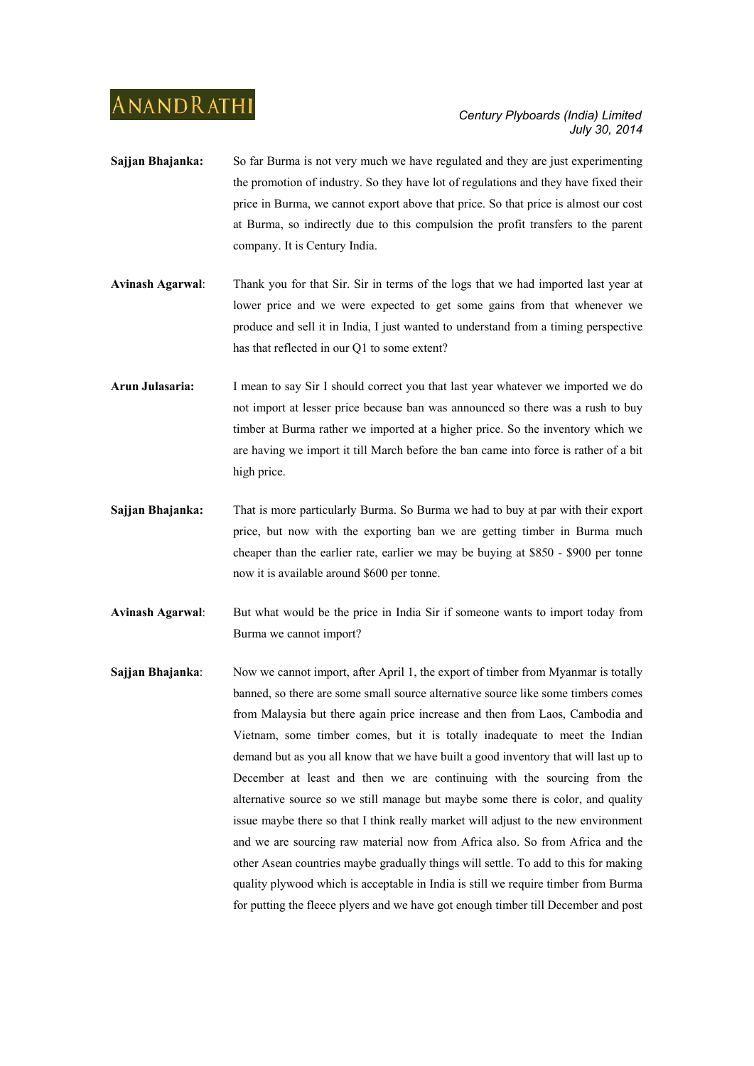**Sajjan Bhajanka:** So far Burma is not very much we have regulated and they are just experimenting the promotion of industry. So they have lot of regulations and they have fixed their price in Burma, we cannot export above that price. So that price is almost our cost at Burma, so indirectly due to this compulsion the profit transfers to the parent company. It is Century India.

**Avinash Agarwal**: Thank you for that Sir. Sir in terms of the logs that we had imported last year at lower price and we were expected to get some gains from that whenever we produce and sell it in India, I just wanted to understand from a timing perspective has that reflected in our Q1 to some extent?

**Arun Julasaria:** I mean to say Sir I should correct you that last year whatever we imported we do not import at lesser price because ban was announced so there was a rush to buy timber at Burma rather we imported at a higher price. So the inventory which we are having we import it till March before the ban came into force is rather of a bit high price.

**Sajjan Bhajanka:** That is more particularly Burma. So Burma we had to buy at par with their export price, but now with the exporting ban we are getting timber in Burma much cheaper than the earlier rate, earlier we may be buying at $850 - $900 per tonne now it is available around $600 per tonne.

**Avinash Agarwal**: But what would be the price in India Sir if someone wants to import today from Burma we cannot import?

**Sajjan Bhajanka**: Now we cannot import, after April 1, the export of timber from Myanmar is totally banned, so there are some small source alternative source like some timbers comes from Malaysia but there again price increase and then from Laos, Cambodia and Vietnam, some timber comes, but it is totally inadequate to meet the Indian demand but as you all know that we have built a good inventory that will last up to December at least and then we are continuing with the sourcing from the alternative source so we still manage but maybe some there is color, and quality issue maybe there so that I think really market will adjust to the new environment and we are sourcing raw material now from Africa also. So from Africa and the other Asean countries maybe gradually things will settle. To add to this for making quality plywood which is acceptable in India is still we require timber from Burma for putting the fleece plyers and we have got enough timber till December and post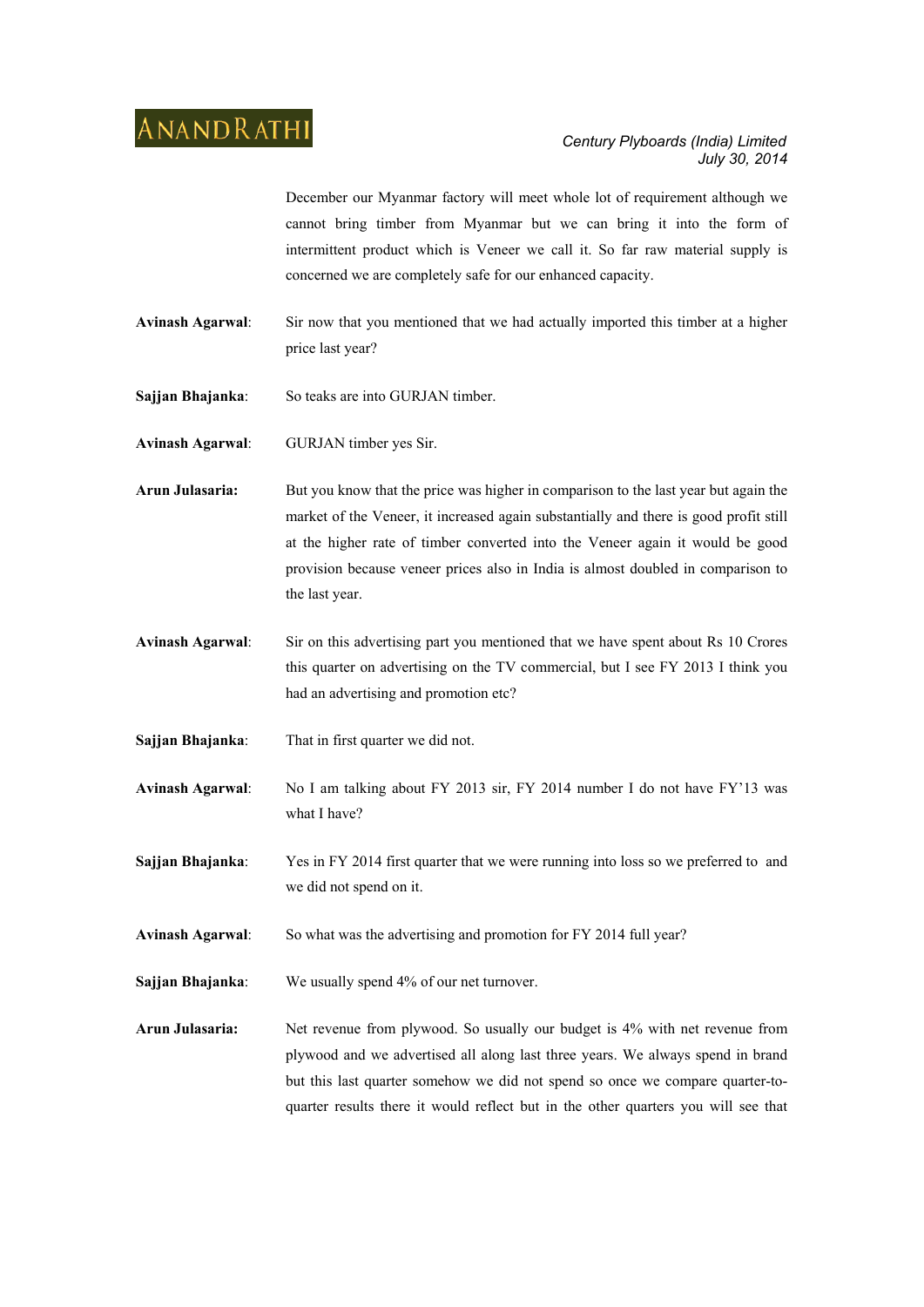December our Myanmar factory will meet whole lot of requirement although we cannot bring timber from Myanmar but we can bring it into the form of intermittent product which is Veneer we call it. So far raw material supply is concerned we are completely safe for our enhanced capacity.

**Avinash Agarwal**: Sir now that you mentioned that we had actually imported this timber at a higher price last year?

**Sajjan Bhajanka**: So teaks are into GURJAN timber.

**Avinash Agarwal**: GURJAN timber yes Sir.

**Arun Julasaria:** But you know that the price was higher in comparison to the last year but again the market of the Veneer, it increased again substantially and there is good profit still at the higher rate of timber converted into the Veneer again it would be good provision because veneer prices also in India is almost doubled in comparison to the last year.

**Avinash Agarwal**: Sir on this advertising part you mentioned that we have spent about Rs 10 Crores this quarter on advertising on the TV commercial, but I see FY 2013 I think you had an advertising and promotion etc?

**Sajjan Bhajanka**: That in first quarter we did not.

**Avinash Agarwal**: No I am talking about FY 2013 sir, FY 2014 number I do not have FY'13 was what I have?

**Sajjan Bhajanka**: Yes in FY 2014 first quarter that we were running into loss so we preferred to and we did not spend on it.

**Avinash Agarwal**: So what was the advertising and promotion for FY 2014 full year?

**Sajjan Bhajanka**: We usually spend 4% of our net turnover.

**Arun Julasaria:** Net revenue from plywood. So usually our budget is 4% with net revenue from plywood and we advertised all along last three years. We always spend in brand but this last quarter somehow we did not spend so once we compare quarter-to-quarter results there it would reflect but in the other quarters you will see that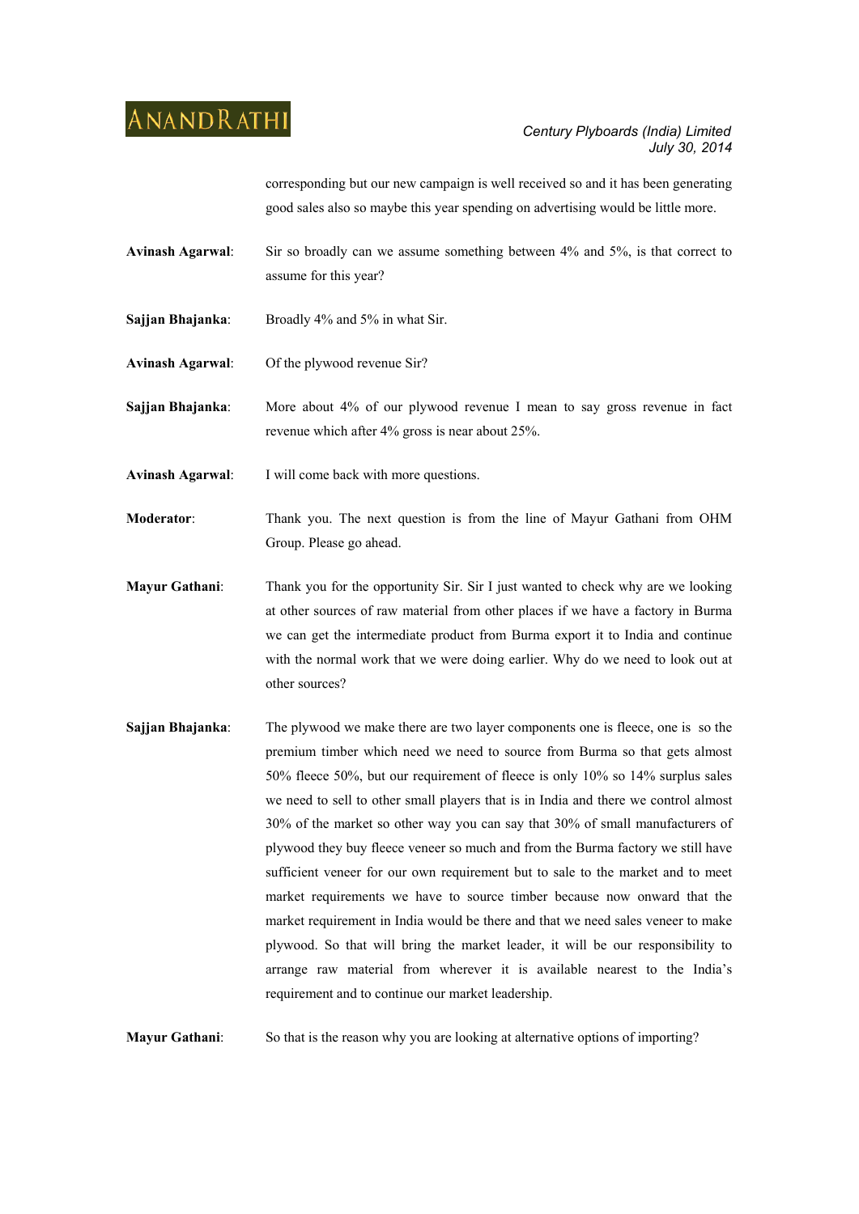corresponding but our new campaign is well received so and it has been generating good sales also so maybe this year spending on advertising would be little more.

**Avinash Agarwal**: Sir so broadly can we assume something between 4% and 5%, is that correct to assume for this year?

**Sajjan Bhajanka**: Broadly 4% and 5% in what Sir.

**Avinash Agarwal**: Of the plywood revenue Sir?

**Sajjan Bhajanka**: More about 4% of our plywood revenue I mean to say gross revenue in fact revenue which after 4% gross is near about 25%.

**Avinash Agarwal**: I will come back with more questions.

**Moderator**: Thank you. The next question is from the line of Mayur Gathani from OHM Group. Please go ahead.

**Mayur Gathani**: Thank you for the opportunity Sir. Sir I just wanted to check why are we looking at other sources of raw material from other places if we have a factory in Burma we can get the intermediate product from Burma export it to India and continue with the normal work that we were doing earlier. Why do we need to look out at other sources?

**Sajjan Bhajanka**: The plywood we make there are two layer components one is fleece, one is so the premium timber which need we need to source from Burma so that gets almost 50% fleece 50%, but our requirement of fleece is only 10% so 14% surplus sales we need to sell to other small players that is in India and there we control almost 30% of the market so other way you can say that 30% of small manufacturers of plywood they buy fleece veneer so much and from the Burma factory we still have sufficient veneer for our own requirement but to sale to the market and to meet market requirements we have to source timber because now onward that the market requirement in India would be there and that we need sales veneer to make plywood. So that will bring the market leader, it will be our responsibility to arrange raw material from wherever it is available nearest to the India's requirement and to continue our market leadership.

**Mayur Gathani**: So that is the reason why you are looking at alternative options of importing?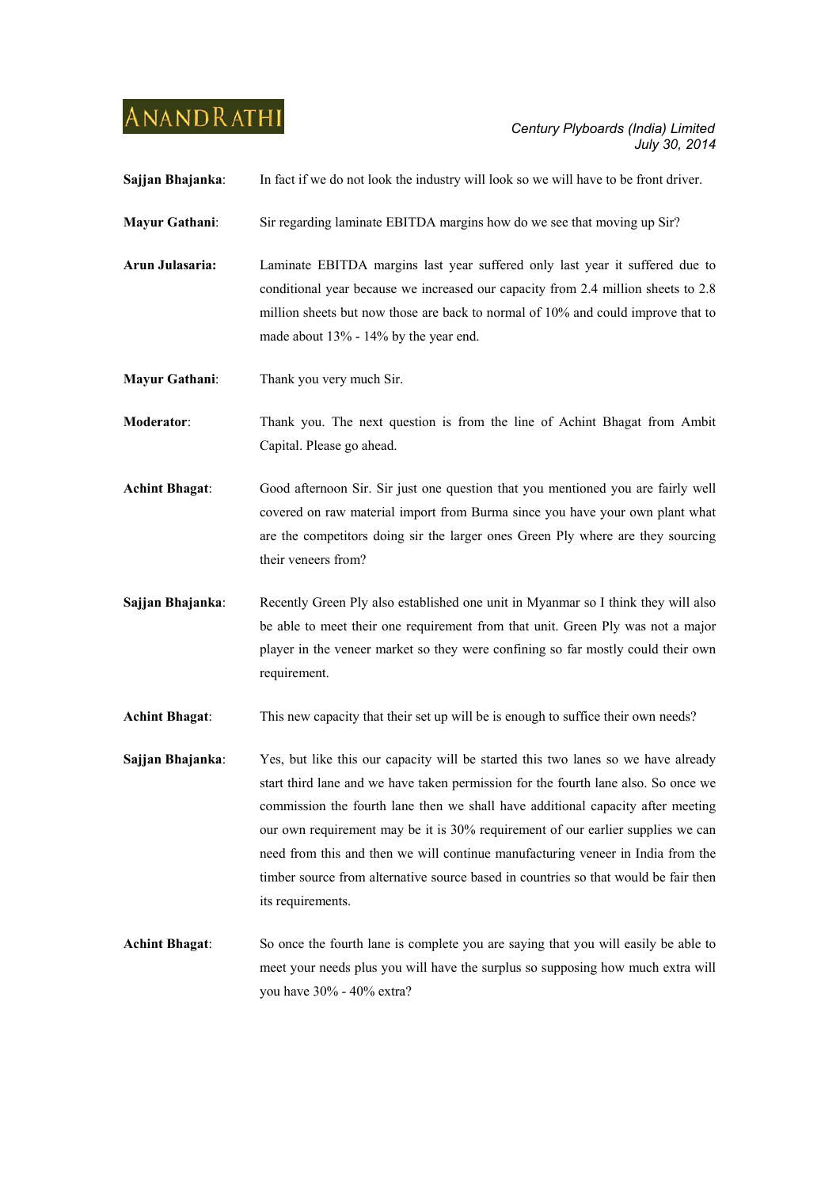**Sajjan Bhajanka**: In fact if we do not look the industry will look so we will have to be front driver.

**Mayur Gathani**: Sir regarding laminate EBITDA margins how do we see that moving up Sir?

**Arun Julasaria:** Laminate EBITDA margins last year suffered only last year it suffered due to conditional year because we increased our capacity from 2.4 million sheets to 2.8 million sheets but now those are back to normal of 10% and could improve that to made about 13% - 14% by the year end.

**Mayur Gathani**: Thank you very much Sir.

**Moderator**: Thank you. The next question is from the line of Achint Bhagat from Ambit Capital. Please go ahead.

**Achint Bhagat**: Good afternoon Sir. Sir just one question that you mentioned you are fairly well covered on raw material import from Burma since you have your own plant what are the competitors doing sir the larger ones Green Ply where are they sourcing their veneers from?

**Sajjan Bhajanka**: Recently Green Ply also established one unit in Myanmar so I think they will also be able to meet their one requirement from that unit. Green Ply was not a major player in the veneer market so they were confining so far mostly could their own requirement.

**Achint Bhagat**: This new capacity that their set up will be is enough to suffice their own needs?

**Sajjan Bhajanka**: Yes, but like this our capacity will be started this two lanes so we have already start third lane and we have taken permission for the fourth lane also. So once we commission the fourth lane then we shall have additional capacity after meeting our own requirement may be it is 30% requirement of our earlier supplies we can need from this and then we will continue manufacturing veneer in India from the timber source from alternative source based in countries so that would be fair then its requirements.

**Achint Bhagat**: So once the fourth lane is complete you are saying that you will easily be able to meet your needs plus you will have the surplus so supposing how much extra will you have 30% - 40% extra?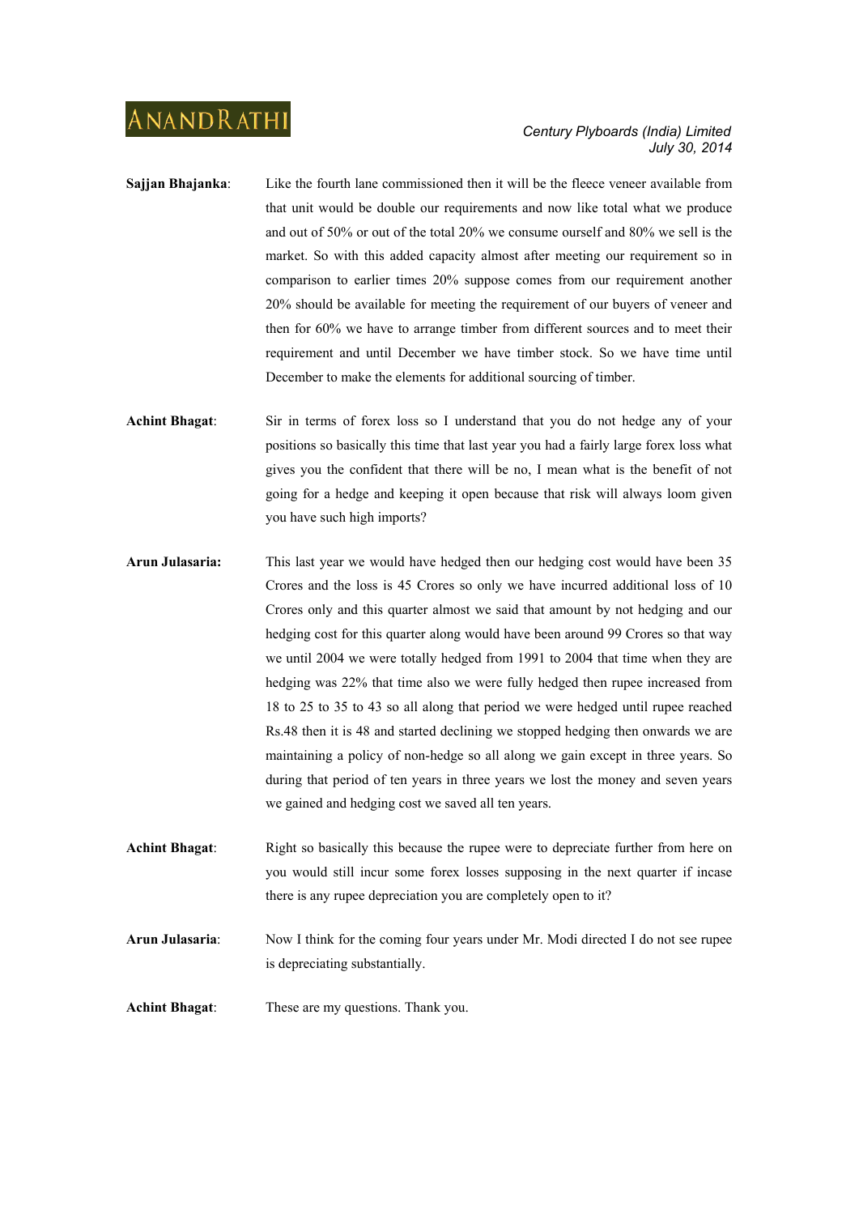**Sajjan Bhajanka**: Like the fourth lane commissioned then it will be the fleece veneer available from that unit would be double our requirements and now like total what we produce and out of 50% or out of the total 20% we consume ourself and 80% we sell is the market. So with this added capacity almost after meeting our requirement so in comparison to earlier times 20% suppose comes from our requirement another 20% should be available for meeting the requirement of our buyers of veneer and then for 60% we have to arrange timber from different sources and to meet their requirement and until December we have timber stock. So we have time until December to make the elements for additional sourcing of timber.

**Achint Bhagat**: Sir in terms of forex loss so I understand that you do not hedge any of your positions so basically this time that last year you had a fairly large forex loss what gives you the confident that there will be no, I mean what is the benefit of not going for a hedge and keeping it open because that risk will always loom given you have such high imports?

**Arun Julasaria:** This last year we would have hedged then our hedging cost would have been 35 Crores and the loss is 45 Crores so only we have incurred additional loss of 10 Crores only and this quarter almost we said that amount by not hedging and our hedging cost for this quarter along would have been around 99 Crores so that way we until 2004 we were totally hedged from 1991 to 2004 that time when they are hedging was 22% that time also we were fully hedged then rupee increased from 18 to 25 to 35 to 43 so all along that period we were hedged until rupee reached Rs.48 then it is 48 and started declining we stopped hedging then onwards we are maintaining a policy of non-hedge so all along we gain except in three years. So during that period of ten years in three years we lost the money and seven years we gained and hedging cost we saved all ten years.

**Achint Bhagat**: Right so basically this because the rupee were to depreciate further from here on you would still incur some forex losses supposing in the next quarter if incase there is any rupee depreciation you are completely open to it?

**Arun Julasaria**: Now I think for the coming four years under Mr. Modi directed I do not see rupee is depreciating substantially.

**Achint Bhagat**: These are my questions. Thank you.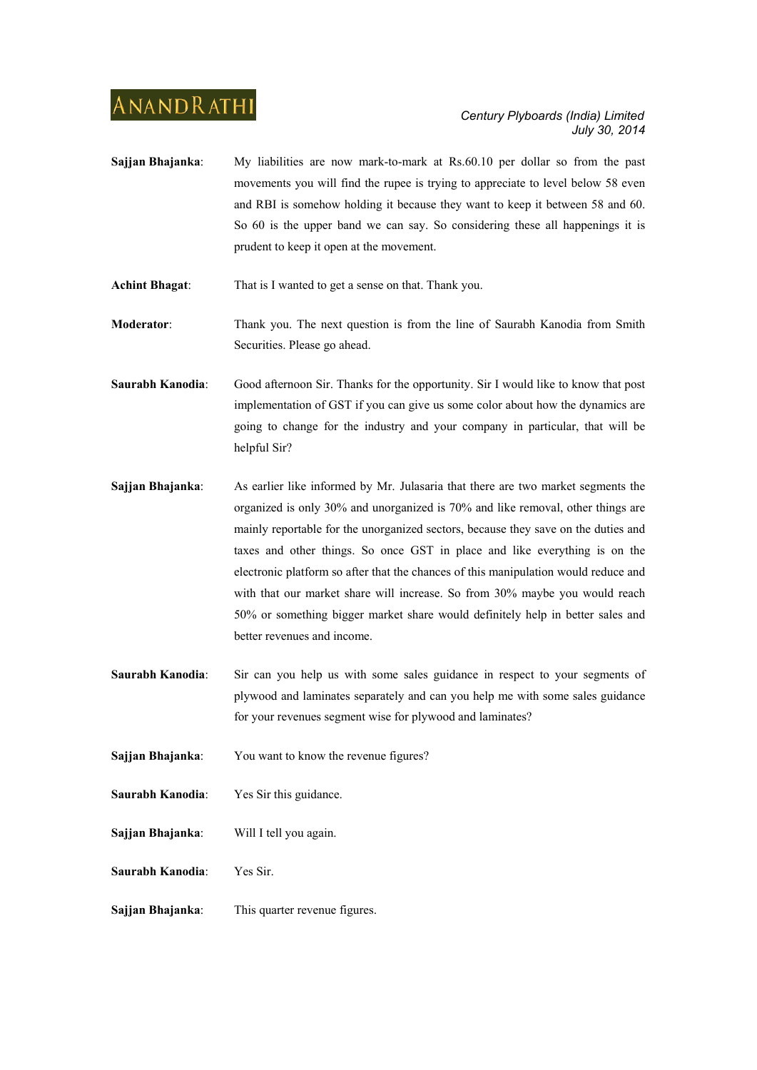**Sajjan Bhajanka**: My liabilities are now mark-to-mark at Rs.60.10 per dollar so from the past movements you will find the rupee is trying to appreciate to level below 58 even and RBI is somehow holding it because they want to keep it between 58 and 60. So 60 is the upper band we can say. So considering these all happenings it is prudent to keep it open at the movement.

**Achint Bhagat**: That is I wanted to get a sense on that. Thank you.

**Moderator**: Thank you. The next question is from the line of Saurabh Kanodia from Smith Securities. Please go ahead.

**Saurabh Kanodia**: Good afternoon Sir. Thanks for the opportunity. Sir I would like to know that post implementation of GST if you can give us some color about how the dynamics are going to change for the industry and your company in particular, that will be helpful Sir?

**Sajjan Bhajanka**: As earlier like informed by Mr. Julasaria that there are two market segments the organized is only 30% and unorganized is 70% and like removal, other things are mainly reportable for the unorganized sectors, because they save on the duties and taxes and other things. So once GST in place and like everything is on the electronic platform so after that the chances of this manipulation would reduce and with that our market share will increase. So from 30% maybe you would reach 50% or something bigger market share would definitely help in better sales and better revenues and income.

**Saurabh Kanodia**: Sir can you help us with some sales guidance in respect to your segments of plywood and laminates separately and can you help me with some sales guidance for your revenues segment wise for plywood and laminates?

**Sajjan Bhajanka**: You want to know the revenue figures?

**Saurabh Kanodia**: Yes Sir this guidance.

**Sajjan Bhajanka**: Will I tell you again.

**Saurabh Kanodia**: Yes Sir.

**Sajjan Bhajanka**: This quarter revenue figures.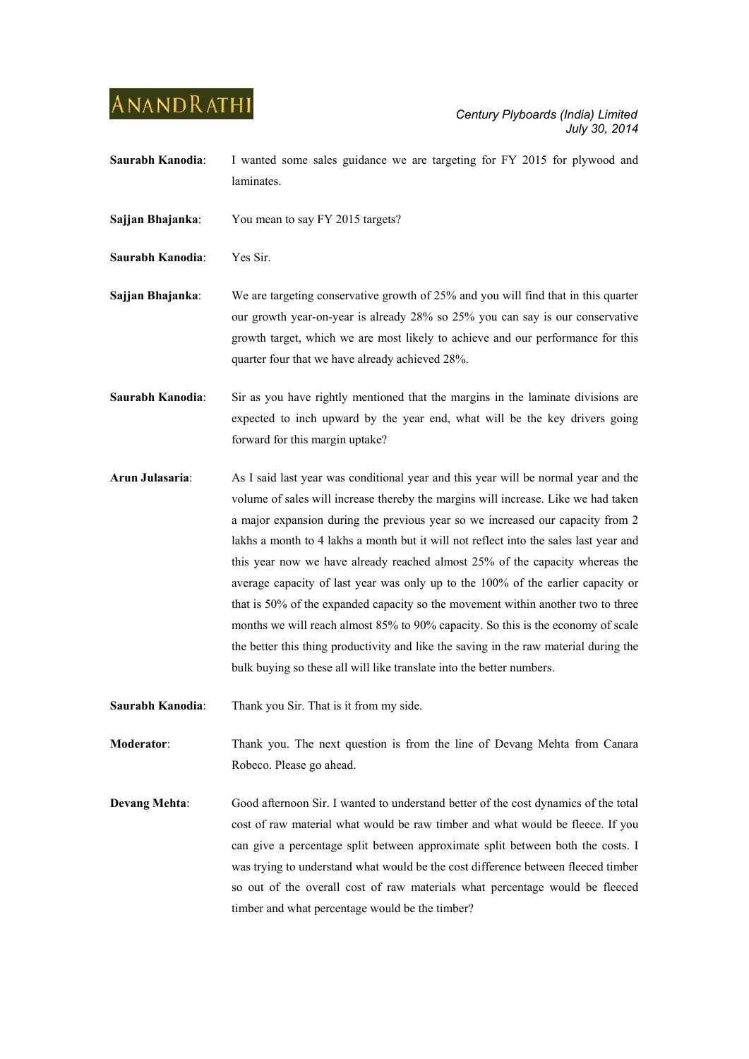**Saurabh Kanodia**: I wanted some sales guidance we are targeting for FY 2015 for plywood and laminates.

**Sajjan Bhajanka**: You mean to say FY 2015 targets?

**Saurabh Kanodia**: Yes Sir.

**Sajjan Bhajanka**: We are targeting conservative growth of 25% and you will find that in this quarter our growth year-on-year is already 28% so 25% you can say is our conservative growth target, which we are most likely to achieve and our performance for this quarter four that we have already achieved 28%.

**Saurabh Kanodia**: Sir as you have rightly mentioned that the margins in the laminate divisions are expected to inch upward by the year end, what will be the key drivers going forward for this margin uptake?

**Arun Julasaria**: As I said last year was conditional year and this year will be normal year and the volume of sales will increase thereby the margins will increase. Like we had taken a major expansion during the previous year so we increased our capacity from 2 lakhs a month to 4 lakhs a month but it will not reflect into the sales last year and this year now we have already reached almost 25% of the capacity whereas the average capacity of last year was only up to the 100% of the earlier capacity or that is 50% of the expanded capacity so the movement within another two to three months we will reach almost 85% to 90% capacity. So this is the economy of scale the better this thing productivity and like the saving in the raw material during the bulk buying so these all will like translate into the better numbers.

**Saurabh Kanodia**: Thank you Sir. That is it from my side.

**Moderator**: Thank you. The next question is from the line of Devang Mehta from Canara Robeco. Please go ahead.

**Devang Mehta**: Good afternoon Sir. I wanted to understand better of the cost dynamics of the total cost of raw material what would be raw timber and what would be fleece. If you can give a percentage split between approximate split between both the costs. I was trying to understand what would be the cost difference between fleeced timber so out of the overall cost of raw materials what percentage would be fleeced timber and what percentage would be the timber?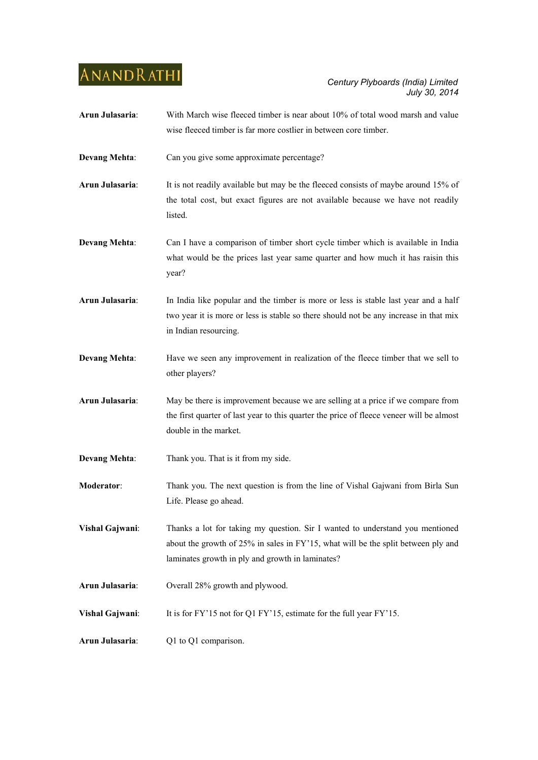**Arun Julasaria**: With March wise fleeced timber is near about 10% of total wood marsh and value wise fleeced timber is far more costlier in between core timber.

**Devang Mehta**: Can you give some approximate percentage?

**Arun Julasaria**: It is not readily available but may be the fleeced consists of maybe around 15% of the total cost, but exact figures are not available because we have not readily listed.

**Devang Mehta**: Can I have a comparison of timber short cycle timber which is available in India what would be the prices last year same quarter and how much it has raisin this year?

**Arun Julasaria**: In India like popular and the timber is more or less is stable last year and a half two year it is more or less is stable so there should not be any increase in that mix in Indian resourcing.

**Devang Mehta**: Have we seen any improvement in realization of the fleece timber that we sell to other players?

**Arun Julasaria**: May be there is improvement because we are selling at a price if we compare from the first quarter of last year to this quarter the price of fleece veneer will be almost double in the market.

**Devang Mehta**: Thank you. That is it from my side.

**Moderator**: Thank you. The next question is from the line of Vishal Gajwani from Birla Sun Life. Please go ahead.

**Vishal Gajwani**: Thanks a lot for taking my question. Sir I wanted to understand you mentioned about the growth of 25% in sales in FY'15, what will be the split between ply and laminates growth in ply and growth in laminates?

**Arun Julasaria**: Overall 28% growth and plywood.

**Vishal Gajwani**: It is for FY'15 not for Q1 FY'15, estimate for the full year FY'15.

**Arun Julasaria**: Q1 to Q1 comparison.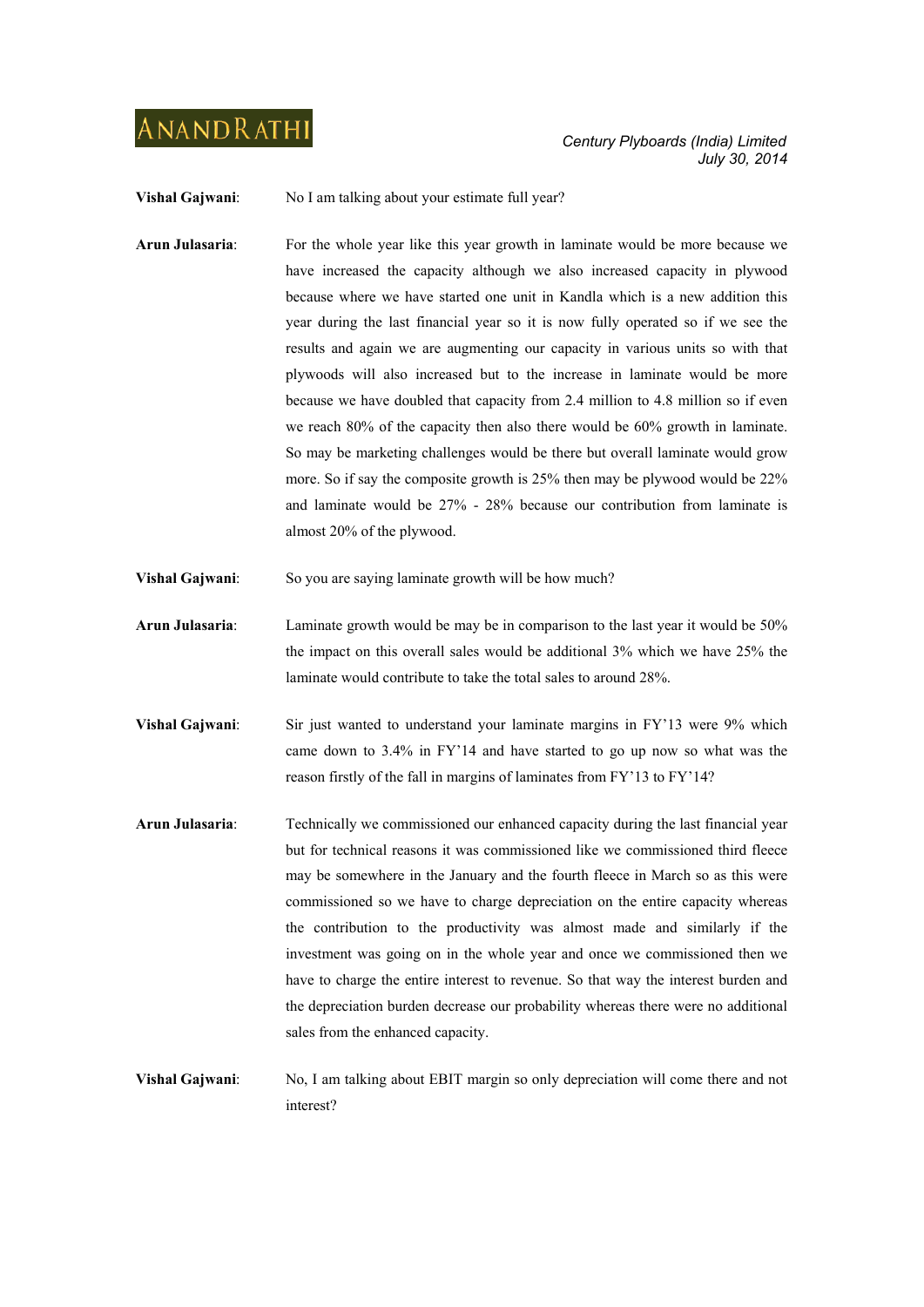**Vishal Gajwani**: No I am talking about your estimate full year?

**Arun Julasaria**: For the whole year like this year growth in laminate would be more because we have increased the capacity although we also increased capacity in plywood because where we have started one unit in Kandla which is a new addition this year during the last financial year so it is now fully operated so if we see the results and again we are augmenting our capacity in various units so with that plywoods will also increased but to the increase in laminate would be more because we have doubled that capacity from 2.4 million to 4.8 million so if even we reach 80% of the capacity then also there would be 60% growth in laminate. So may be marketing challenges would be there but overall laminate would grow more. So if say the composite growth is 25% then may be plywood would be 22% and laminate would be 27% - 28% because our contribution from laminate is almost 20% of the plywood.

**Vishal Gajwani**: So you are saying laminate growth will be how much?

**Arun Julasaria**: Laminate growth would be may be in comparison to the last year it would be 50% the impact on this overall sales would be additional 3% which we have 25% the laminate would contribute to take the total sales to around 28%.

**Vishal Gajwani**: Sir just wanted to understand your laminate margins in FY'13 were 9% which came down to 3.4% in FY'14 and have started to go up now so what was the reason firstly of the fall in margins of laminates from FY'13 to FY'14?

**Arun Julasaria**: Technically we commissioned our enhanced capacity during the last financial year but for technical reasons it was commissioned like we commissioned third fleece may be somewhere in the January and the fourth fleece in March so as this were commissioned so we have to charge depreciation on the entire capacity whereas the contribution to the productivity was almost made and similarly if the investment was going on in the whole year and once we commissioned then we have to charge the entire interest to revenue. So that way the interest burden and the depreciation burden decrease our probability whereas there were no additional sales from the enhanced capacity.

**Vishal Gajwani**: No, I am talking about EBIT margin so only depreciation will come there and not interest?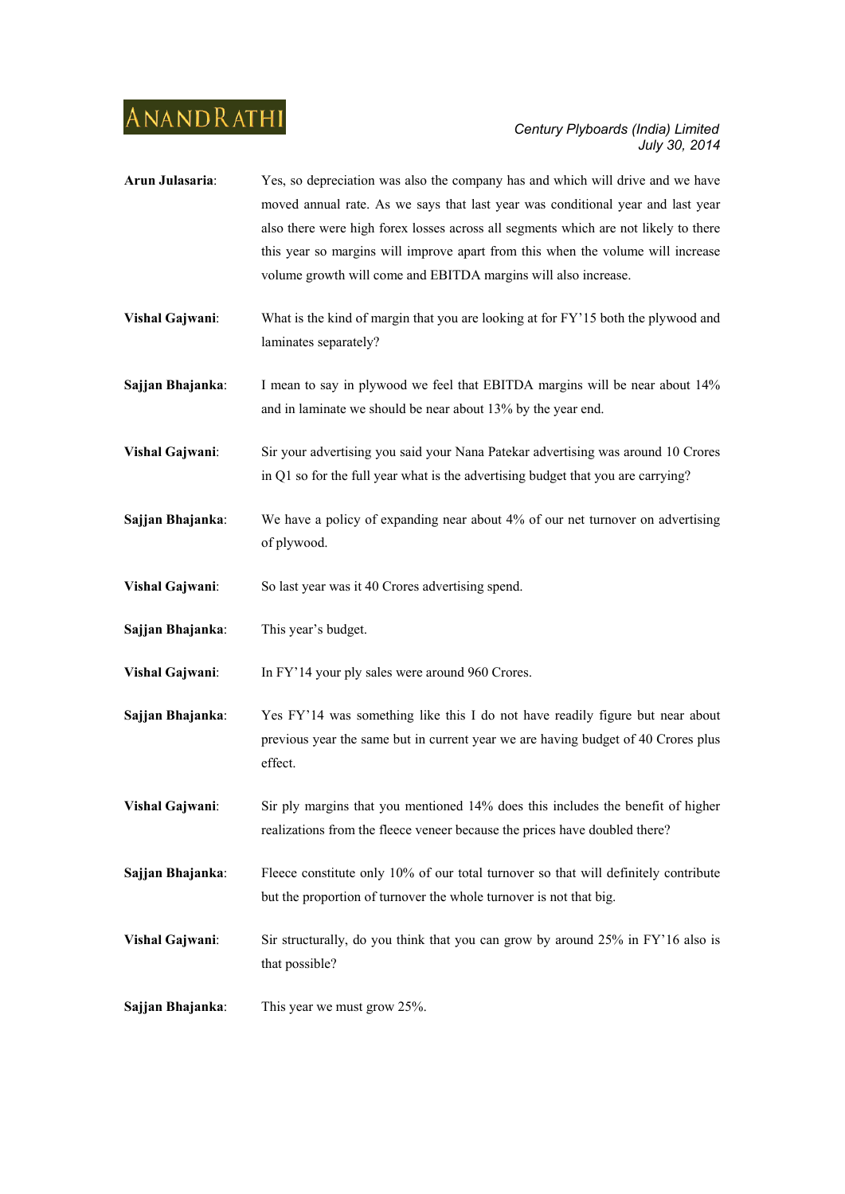**Arun Julasaria**: Yes, so depreciation was also the company has and which will drive and we have moved annual rate. As we says that last year was conditional year and last year also there were high forex losses across all segments which are not likely to there this year so margins will improve apart from this when the volume will increase volume growth will come and EBITDA margins will also increase.

**Vishal Gajwani**: What is the kind of margin that you are looking at for FY'15 both the plywood and laminates separately?

**Sajjan Bhajanka**: I mean to say in plywood we feel that EBITDA margins will be near about 14% and in laminate we should be near about 13% by the year end.

**Vishal Gajwani**: Sir your advertising you said your Nana Patekar advertising was around 10 Crores in Q1 so for the full year what is the advertising budget that you are carrying?

**Sajjan Bhajanka**: We have a policy of expanding near about 4% of our net turnover on advertising of plywood.

**Vishal Gajwani**: So last year was it 40 Crores advertising spend.

**Sajjan Bhajanka**: This year's budget.

**Vishal Gajwani**: In FY'14 your ply sales were around 960 Crores.

**Sajjan Bhajanka**: Yes FY'14 was something like this I do not have readily figure but near about previous year the same but in current year we are having budget of 40 Crores plus effect.

**Vishal Gajwani**: Sir ply margins that you mentioned 14% does this includes the benefit of higher realizations from the fleece veneer because the prices have doubled there?

**Sajjan Bhajanka**: Fleece constitute only 10% of our total turnover so that will definitely contribute but the proportion of turnover the whole turnover is not that big.

**Vishal Gajwani**: Sir structurally, do you think that you can grow by around 25% in FY'16 also is that possible?

**Sajjan Bhajanka**: This year we must grow 25%.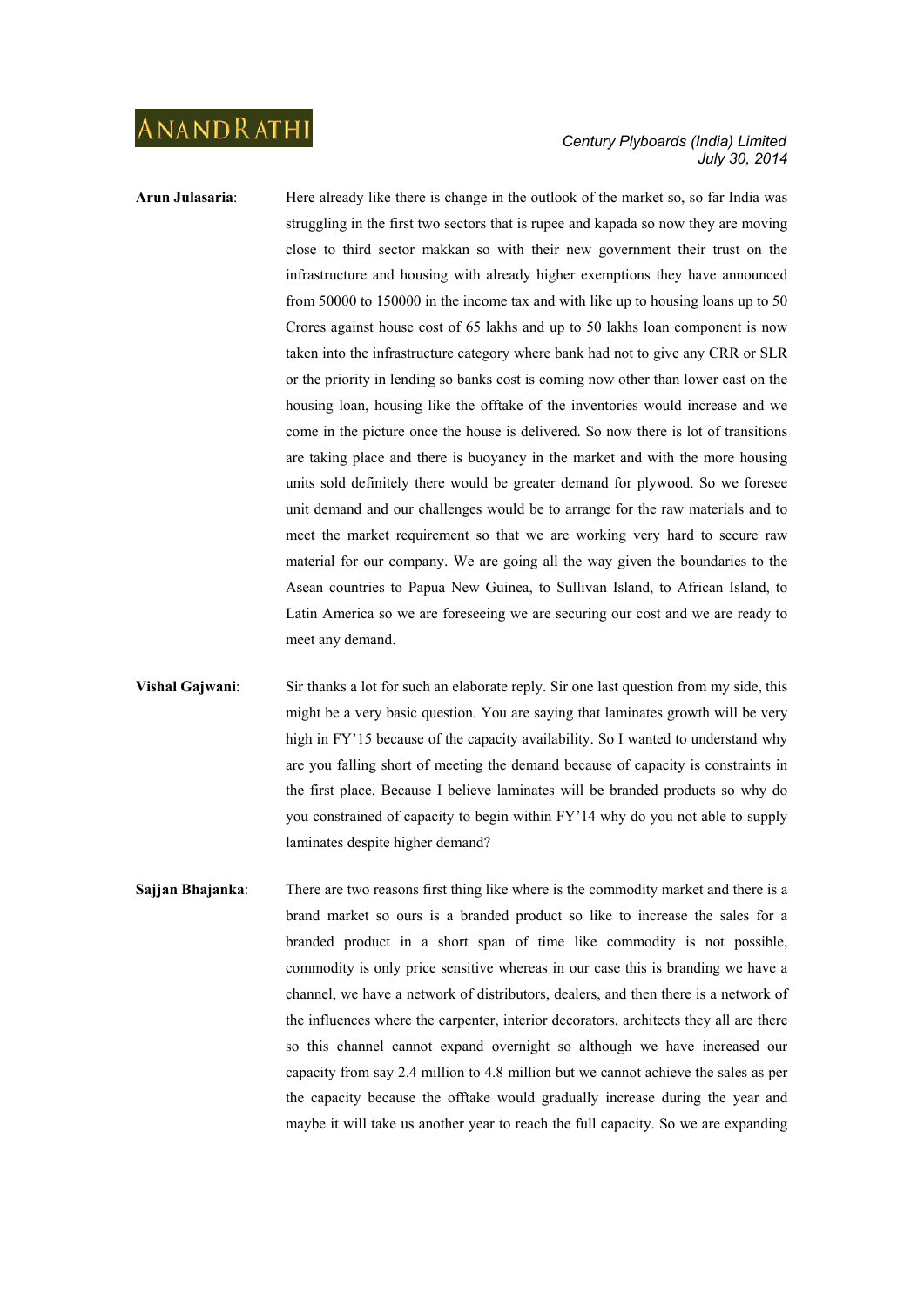**Arun Julasaria**: Here already like there is change in the outlook of the market so, so far India was struggling in the first two sectors that is rupee and kapada so now they are moving close to third sector makkan so with their new government their trust on the infrastructure and housing with already higher exemptions they have announced from 50000 to 150000 in the income tax and with like up to housing loans up to 50 Crores against house cost of 65 lakhs and up to 50 lakhs loan component is now taken into the infrastructure category where bank had not to give any CRR or SLR or the priority in lending so banks cost is coming now other than lower cast on the housing loan, housing like the offtake of the inventories would increase and we come in the picture once the house is delivered. So now there is lot of transitions are taking place and there is buoyancy in the market and with the more housing units sold definitely there would be greater demand for plywood. So we foresee unit demand and our challenges would be to arrange for the raw materials and to meet the market requirement so that we are working very hard to secure raw material for our company. We are going all the way given the boundaries to the Asean countries to Papua New Guinea, to Sullivan Island, to African Island, to Latin America so we are foreseeing we are securing our cost and we are ready to meet any demand.

**Vishal Gajwani**: Sir thanks a lot for such an elaborate reply. Sir one last question from my side, this might be a very basic question. You are saying that laminates growth will be very high in FY'15 because of the capacity availability. So I wanted to understand why are you falling short of meeting the demand because of capacity is constraints in the first place. Because I believe laminates will be branded products so why do you constrained of capacity to begin within FY'14 why do you not able to supply laminates despite higher demand?

**Sajjan Bhajanka**: There are two reasons first thing like where is the commodity market and there is a brand market so ours is a branded product so like to increase the sales for a branded product in a short span of time like commodity is not possible, commodity is only price sensitive whereas in our case this is branding we have a channel, we have a network of distributors, dealers, and then there is a network of the influences where the carpenter, interior decorators, architects they all are there so this channel cannot expand overnight so although we have increased our capacity from say 2.4 million to 4.8 million but we cannot achieve the sales as per the capacity because the offtake would gradually increase during the year and maybe it will take us another year to reach the full capacity. So we are expanding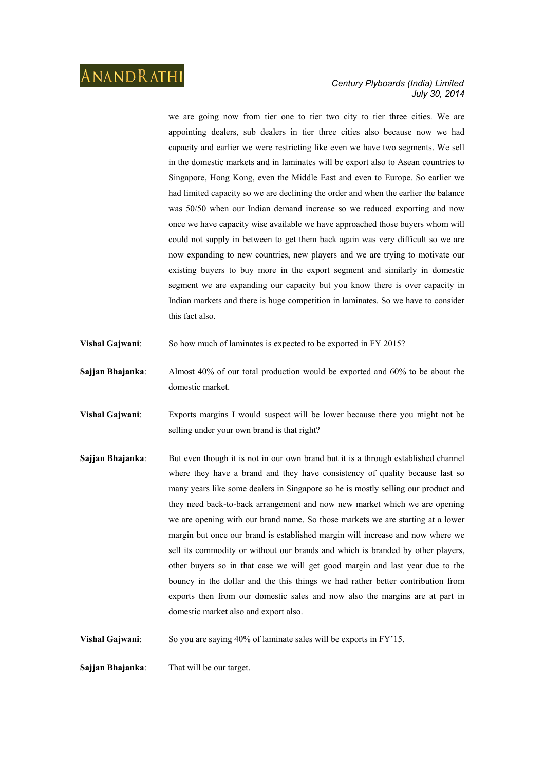we are going now from tier one to tier two city to tier three cities. We are appointing dealers, sub dealers in tier three cities also because now we had capacity and earlier we were restricting like even we have two segments. We sell in the domestic markets and in laminates will be export also to Asean countries to Singapore, Hong Kong, even the Middle East and even to Europe. So earlier we had limited capacity so we are declining the order and when the earlier the balance was 50/50 when our Indian demand increase so we reduced exporting and now once we have capacity wise available we have approached those buyers whom will could not supply in between to get them back again was very difficult so we are now expanding to new countries, new players and we are trying to motivate our existing buyers to buy more in the export segment and similarly in domestic segment we are expanding our capacity but you know there is over capacity in Indian markets and there is huge competition in laminates. So we have to consider this fact also.

**Vishal Gajwani**: So how much of laminates is expected to be exported in FY 2015?

**Sajjan Bhajanka**: Almost 40% of our total production would be exported and 60% to be about the domestic market.

**Vishal Gajwani**: Exports margins I would suspect will be lower because there you might not be selling under your own brand is that right?

**Sajjan Bhajanka**: But even though it is not in our own brand but it is a through established channel where they have a brand and they have consistency of quality because last so many years like some dealers in Singapore so he is mostly selling our product and they need back-to-back arrangement and now new market which we are opening we are opening with our brand name. So those markets we are starting at a lower margin but once our brand is established margin will increase and now where we sell its commodity or without our brands and which is branded by other players, other buyers so in that case we will get good margin and last year due to the bouncy in the dollar and the this things we had rather better contribution from exports then from our domestic sales and now also the margins are at part in domestic market also and export also.

**Vishal Gajwani**: So you are saying 40% of laminate sales will be exports in FY'15.

**Sajjan Bhajanka**: That will be our target.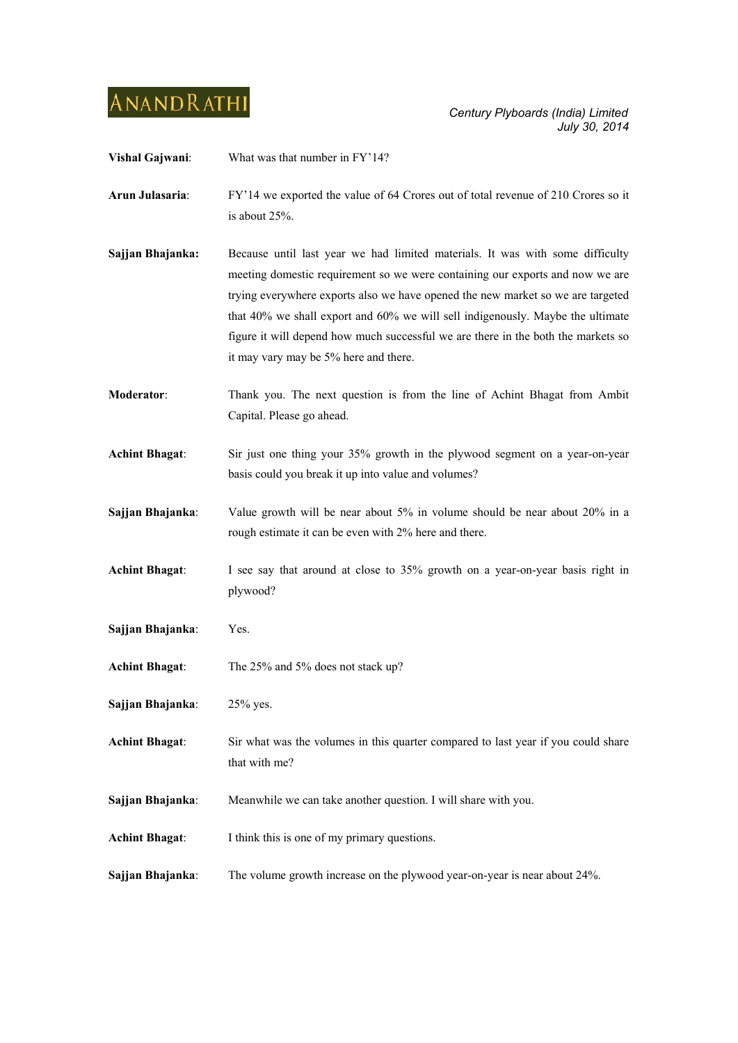**Vishal Gajwani**: What was that number in FY'14?

**Arun Julasaria**: FY'14 we exported the value of 64 Crores out of total revenue of 210 Crores so it is about 25%.

**Sajjan Bhajanka:** Because until last year we had limited materials. It was with some difficulty meeting domestic requirement so we were containing our exports and now we are trying everywhere exports also we have opened the new market so we are targeted that 40% we shall export and 60% we will sell indigenously. Maybe the ultimate figure it will depend how much successful we are there in the both the markets so it may vary may be 5% here and there.

**Moderator**: Thank you. The next question is from the line of Achint Bhagat from Ambit Capital. Please go ahead.

**Achint Bhagat**: Sir just one thing your 35% growth in the plywood segment on a year-on-year basis could you break it up into value and volumes?

**Sajjan Bhajanka**: Value growth will be near about 5% in volume should be near about 20% in a rough estimate it can be even with 2% here and there.

**Achint Bhagat**: I see say that around at close to 35% growth on a year-on-year basis right in plywood?

**Sajjan Bhajanka**: Yes.

**Achint Bhagat**: The 25% and 5% does not stack up?

**Sajjan Bhajanka**: 25% yes.

**Achint Bhagat**: Sir what was the volumes in this quarter compared to last year if you could share that with me?

**Sajjan Bhajanka**: Meanwhile we can take another question. I will share with you.

**Achint Bhagat**: I think this is one of my primary questions.

**Sajjan Bhajanka**: The volume growth increase on the plywood year-on-year is near about 24%.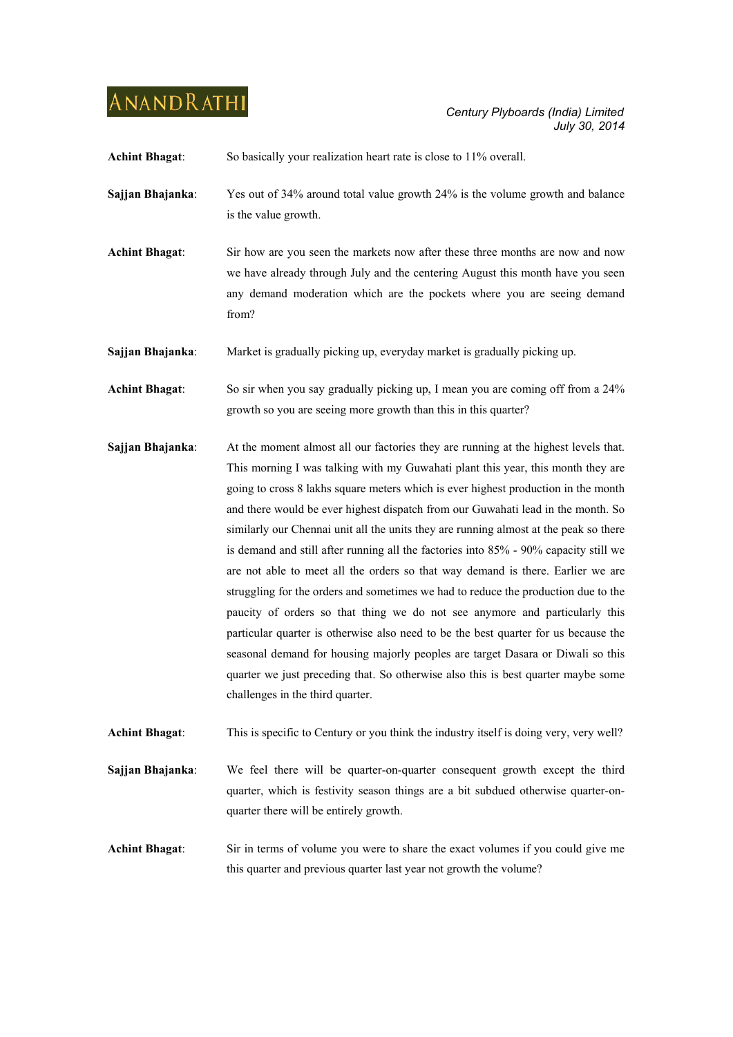**Achint Bhagat**: So basically your realization heart rate is close to 11% overall.

**Sajjan Bhajanka**: Yes out of 34% around total value growth 24% is the volume growth and balance is the value growth.

**Achint Bhagat**: Sir how are you seen the markets now after these three months are now and now we have already through July and the centering August this month have you seen any demand moderation which are the pockets where you are seeing demand from?

**Sajjan Bhajanka**: Market is gradually picking up, everyday market is gradually picking up.

**Achint Bhagat**: So sir when you say gradually picking up, I mean you are coming off from a 24% growth so you are seeing more growth than this in this quarter?

**Sajjan Bhajanka**: At the moment almost all our factories they are running at the highest levels that. This morning I was talking with my Guwahati plant this year, this month they are going to cross 8 lakhs square meters which is ever highest production in the month and there would be ever highest dispatch from our Guwahati lead in the month. So similarly our Chennai unit all the units they are running almost at the peak so there is demand and still after running all the factories into 85% - 90% capacity still we are not able to meet all the orders so that way demand is there. Earlier we are struggling for the orders and sometimes we had to reduce the production due to the paucity of orders so that thing we do not see anymore and particularly this particular quarter is otherwise also need to be the best quarter for us because the seasonal demand for housing majorly peoples are target Dasara or Diwali so this quarter we just preceding that. So otherwise also this is best quarter maybe some challenges in the third quarter.

**Achint Bhagat**: This is specific to Century or you think the industry itself is doing very, very well?

**Sajjan Bhajanka**: We feel there will be quarter-on-quarter consequent growth except the third quarter, which is festivity season things are a bit subdued otherwise quarter-on-quarter there will be entirely growth.

**Achint Bhagat**: Sir in terms of volume you were to share the exact volumes if you could give me this quarter and previous quarter last year not growth the volume?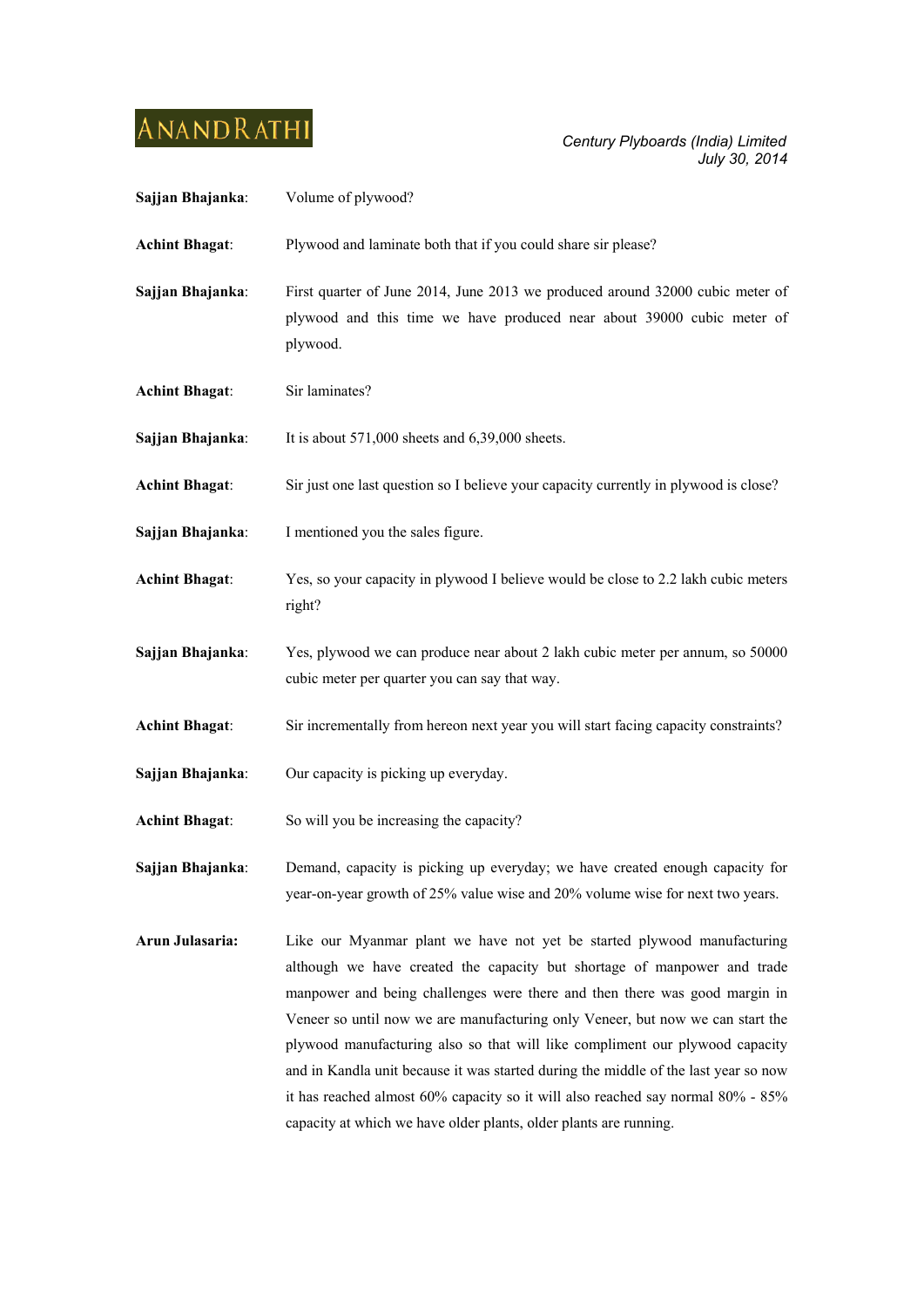**Sajjan Bhajanka**: Volume of plywood?

**Achint Bhagat**: Plywood and laminate both that if you could share sir please?

**Sajjan Bhajanka**: First quarter of June 2014, June 2013 we produced around 32000 cubic meter of plywood and this time we have produced near about 39000 cubic meter of plywood.

**Achint Bhagat**: Sir laminates?

**Sajjan Bhajanka**: It is about 571,000 sheets and 6,39,000 sheets.

**Achint Bhagat**: Sir just one last question so I believe your capacity currently in plywood is close?

**Sajjan Bhajanka**: I mentioned you the sales figure.

**Achint Bhagat**: Yes, so your capacity in plywood I believe would be close to 2.2 lakh cubic meters right?

**Sajjan Bhajanka**: Yes, plywood we can produce near about 2 lakh cubic meter per annum, so 50000 cubic meter per quarter you can say that way.

**Achint Bhagat**: Sir incrementally from hereon next year you will start facing capacity constraints?

**Sajjan Bhajanka**: Our capacity is picking up everyday.

**Achint Bhagat**: So will you be increasing the capacity?

**Sajjan Bhajanka**: Demand, capacity is picking up everyday; we have created enough capacity for year-on-year growth of 25% value wise and 20% volume wise for next two years.

**Arun Julasaria:** Like our Myanmar plant we have not yet be started plywood manufacturing although we have created the capacity but shortage of manpower and trade manpower and being challenges were there and then there was good margin in Veneer so until now we are manufacturing only Veneer, but now we can start the plywood manufacturing also so that will like compliment our plywood capacity and in Kandla unit because it was started during the middle of the last year so now it has reached almost 60% capacity so it will also reached say normal 80% - 85% capacity at which we have older plants, older plants are running.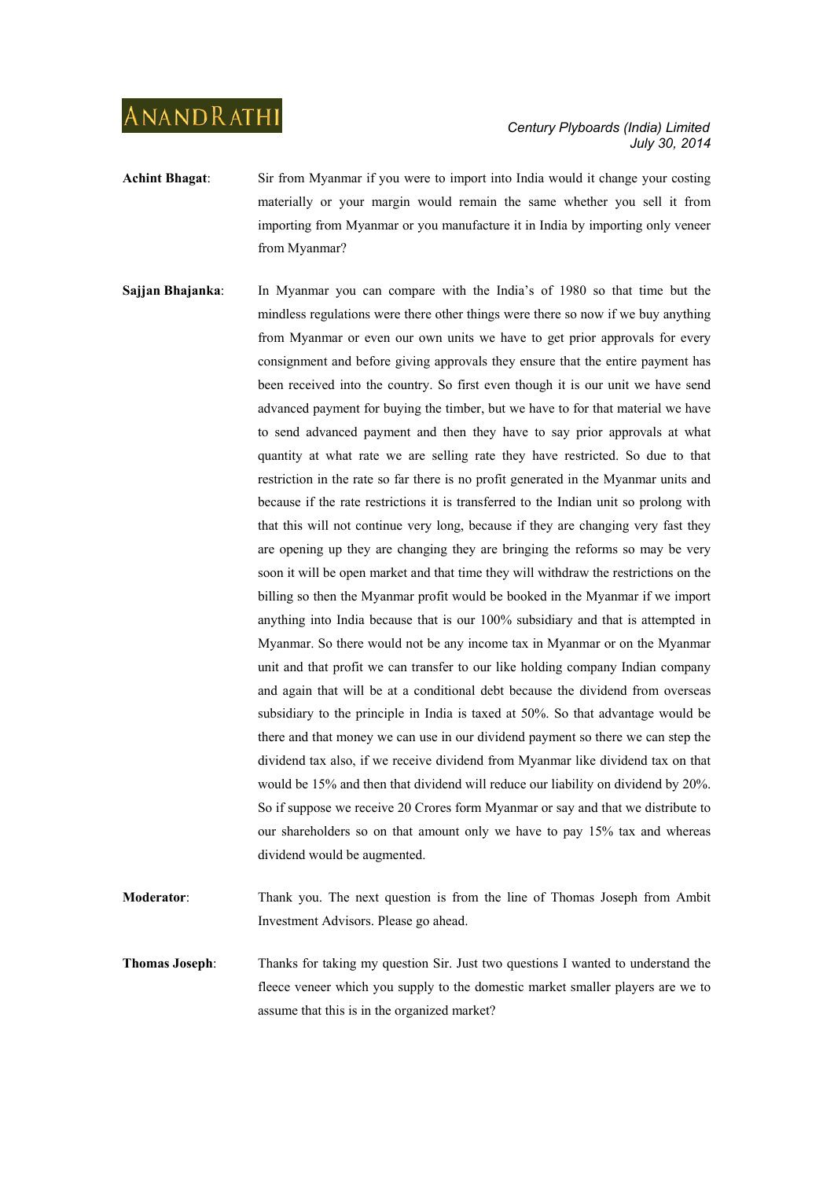**Achint Bhagat**: Sir from Myanmar if you were to import into India would it change your costing materially or your margin would remain the same whether you sell it from importing from Myanmar or you manufacture it in India by importing only veneer from Myanmar?

**Sajjan Bhajanka**: In Myanmar you can compare with the India's of 1980 so that time but the mindless regulations were there other things were there so now if we buy anything from Myanmar or even our own units we have to get prior approvals for every consignment and before giving approvals they ensure that the entire payment has been received into the country. So first even though it is our unit we have send advanced payment for buying the timber, but we have to for that material we have to send advanced payment and then they have to say prior approvals at what quantity at what rate we are selling rate they have restricted. So due to that restriction in the rate so far there is no profit generated in the Myanmar units and because if the rate restrictions it is transferred to the Indian unit so prolong with that this will not continue very long, because if they are changing very fast they are opening up they are changing they are bringing the reforms so may be very soon it will be open market and that time they will withdraw the restrictions on the billing so then the Myanmar profit would be booked in the Myanmar if we import anything into India because that is our 100% subsidiary and that is attempted in Myanmar. So there would not be any income tax in Myanmar or on the Myanmar unit and that profit we can transfer to our like holding company Indian company and again that will be at a conditional debt because the dividend from overseas subsidiary to the principle in India is taxed at 50%. So that advantage would be there and that money we can use in our dividend payment so there we can step the dividend tax also, if we receive dividend from Myanmar like dividend tax on that would be 15% and then that dividend will reduce our liability on dividend by 20%. So if suppose we receive 20 Crores form Myanmar or say and that we distribute to our shareholders so on that amount only we have to pay 15% tax and whereas dividend would be augmented.

**Moderator**: Thank you. The next question is from the line of Thomas Joseph from Ambit Investment Advisors. Please go ahead.

**Thomas Joseph**: Thanks for taking my question Sir. Just two questions I wanted to understand the fleece veneer which you supply to the domestic market smaller players are we to assume that this is in the organized market?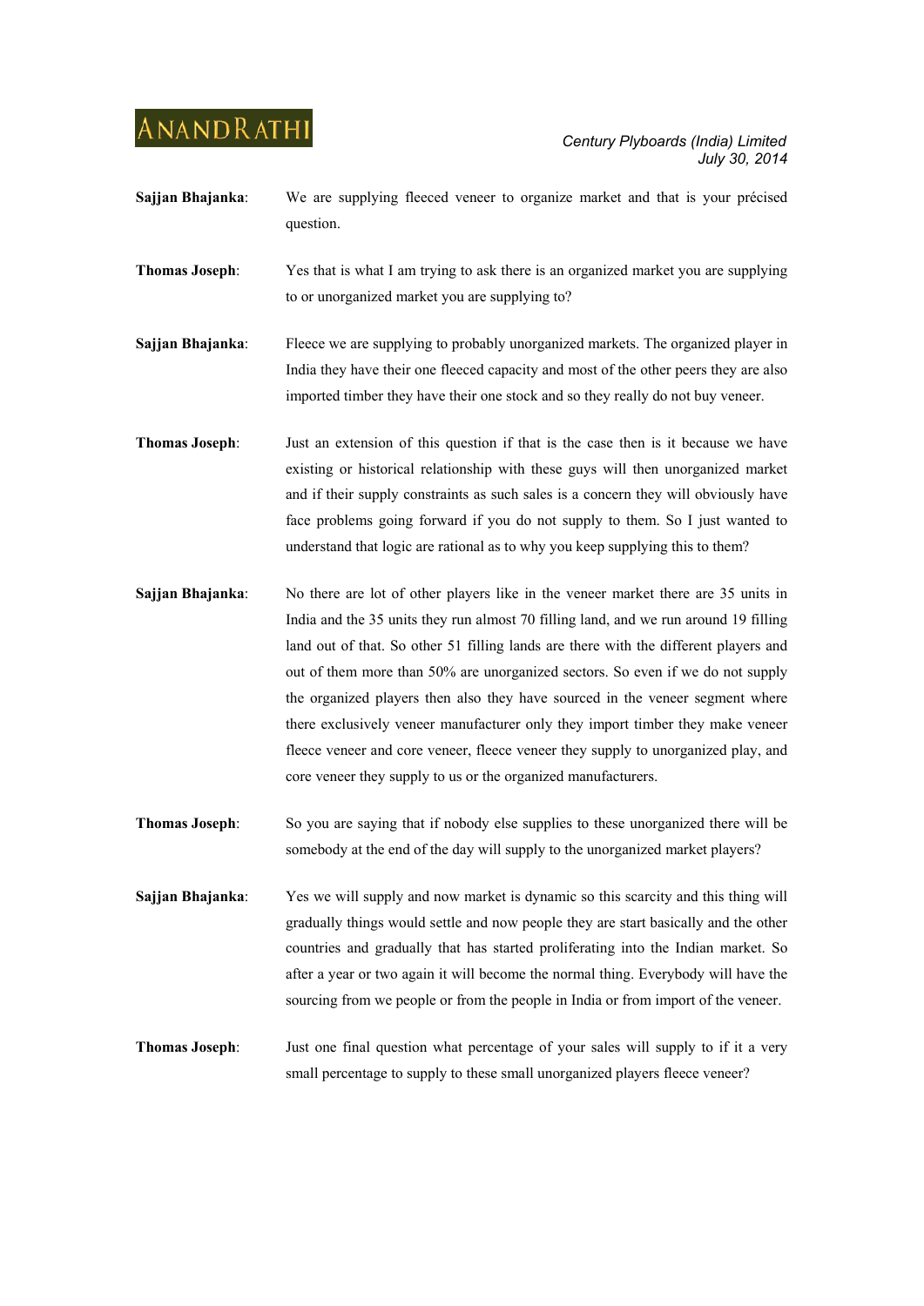**Sajjan Bhajanka**: We are supplying fleeced veneer to organize market and that is your précised question.

**Thomas Joseph**: Yes that is what I am trying to ask there is an organized market you are supplying to or unorganized market you are supplying to?

**Sajjan Bhajanka**: Fleece we are supplying to probably unorganized markets. The organized player in India they have their one fleeced capacity and most of the other peers they are also imported timber they have their one stock and so they really do not buy veneer.

**Thomas Joseph**: Just an extension of this question if that is the case then is it because we have existing or historical relationship with these guys will then unorganized market and if their supply constraints as such sales is a concern they will obviously have face problems going forward if you do not supply to them. So I just wanted to understand that logic are rational as to why you keep supplying this to them?

**Sajjan Bhajanka**: No there are lot of other players like in the veneer market there are 35 units in India and the 35 units they run almost 70 filling land, and we run around 19 filling land out of that. So other 51 filling lands are there with the different players and out of them more than 50% are unorganized sectors. So even if we do not supply the organized players then also they have sourced in the veneer segment where there exclusively veneer manufacturer only they import timber they make veneer fleece veneer and core veneer, fleece veneer they supply to unorganized play, and core veneer they supply to us or the organized manufacturers.

**Thomas Joseph**: So you are saying that if nobody else supplies to these unorganized there will be somebody at the end of the day will supply to the unorganized market players?

**Sajjan Bhajanka**: Yes we will supply and now market is dynamic so this scarcity and this thing will gradually things would settle and now people they are start basically and the other countries and gradually that has started proliferating into the Indian market. So after a year or two again it will become the normal thing. Everybody will have the sourcing from we people or from the people in India or from import of the veneer.

**Thomas Joseph**: Just one final question what percentage of your sales will supply to if it a very small percentage to supply to these small unorganized players fleece veneer?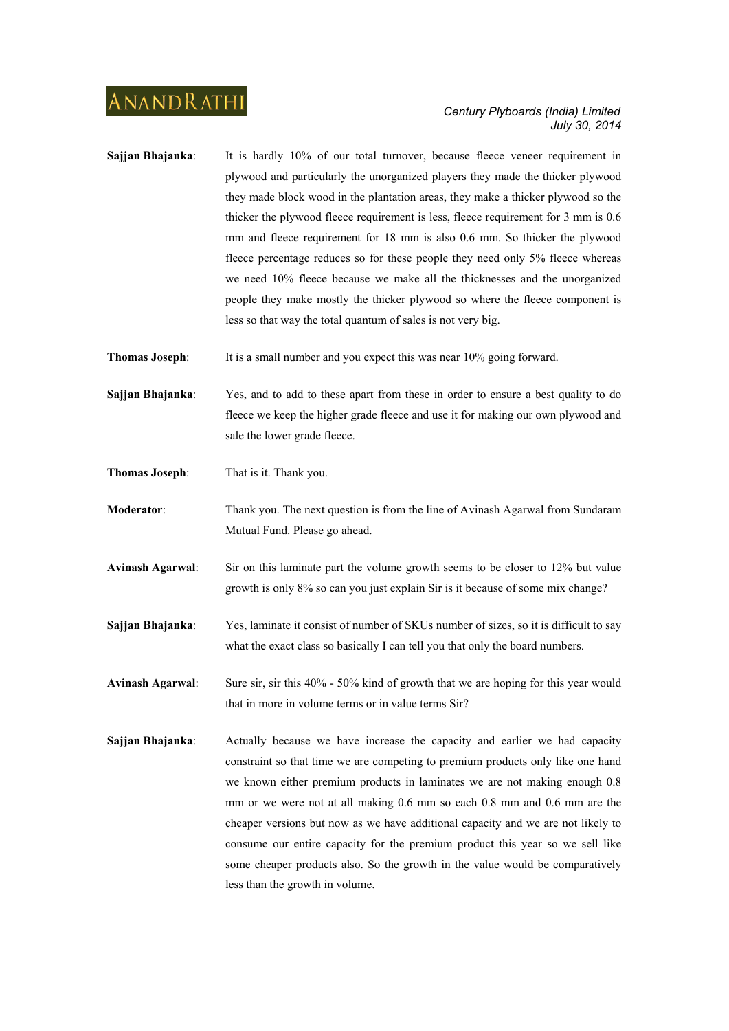**Sajjan Bhajanka**: It is hardly 10% of our total turnover, because fleece veneer requirement in plywood and particularly the unorganized players they made the thicker plywood they made block wood in the plantation areas, they make a thicker plywood so the thicker the plywood fleece requirement is less, fleece requirement for 3 mm is 0.6 mm and fleece requirement for 18 mm is also 0.6 mm. So thicker the plywood fleece percentage reduces so for these people they need only 5% fleece whereas we need 10% fleece because we make all the thicknesses and the unorganized people they make mostly the thicker plywood so where the fleece component is less so that way the total quantum of sales is not very big.

**Thomas Joseph**: It is a small number and you expect this was near 10% going forward.

**Sajjan Bhajanka**: Yes, and to add to these apart from these in order to ensure a best quality to do fleece we keep the higher grade fleece and use it for making our own plywood and sale the lower grade fleece.

**Thomas Joseph**: That is it. Thank you.

**Moderator**: Thank you. The next question is from the line of Avinash Agarwal from Sundaram Mutual Fund. Please go ahead.

**Avinash Agarwal**: Sir on this laminate part the volume growth seems to be closer to 12% but value growth is only 8% so can you just explain Sir is it because of some mix change?

**Sajjan Bhajanka**: Yes, laminate it consist of number of SKUs number of sizes, so it is difficult to say what the exact class so basically I can tell you that only the board numbers.

**Avinash Agarwal**: Sure sir, sir this 40% - 50% kind of growth that we are hoping for this year would that in more in volume terms or in value terms Sir?

**Sajjan Bhajanka**: Actually because we have increase the capacity and earlier we had capacity constraint so that time we are competing to premium products only like one hand we known either premium products in laminates we are not making enough 0.8 mm or we were not at all making 0.6 mm so each 0.8 mm and 0.6 mm are the cheaper versions but now as we have additional capacity and we are not likely to consume our entire capacity for the premium product this year so we sell like some cheaper products also. So the growth in the value would be comparatively less than the growth in volume.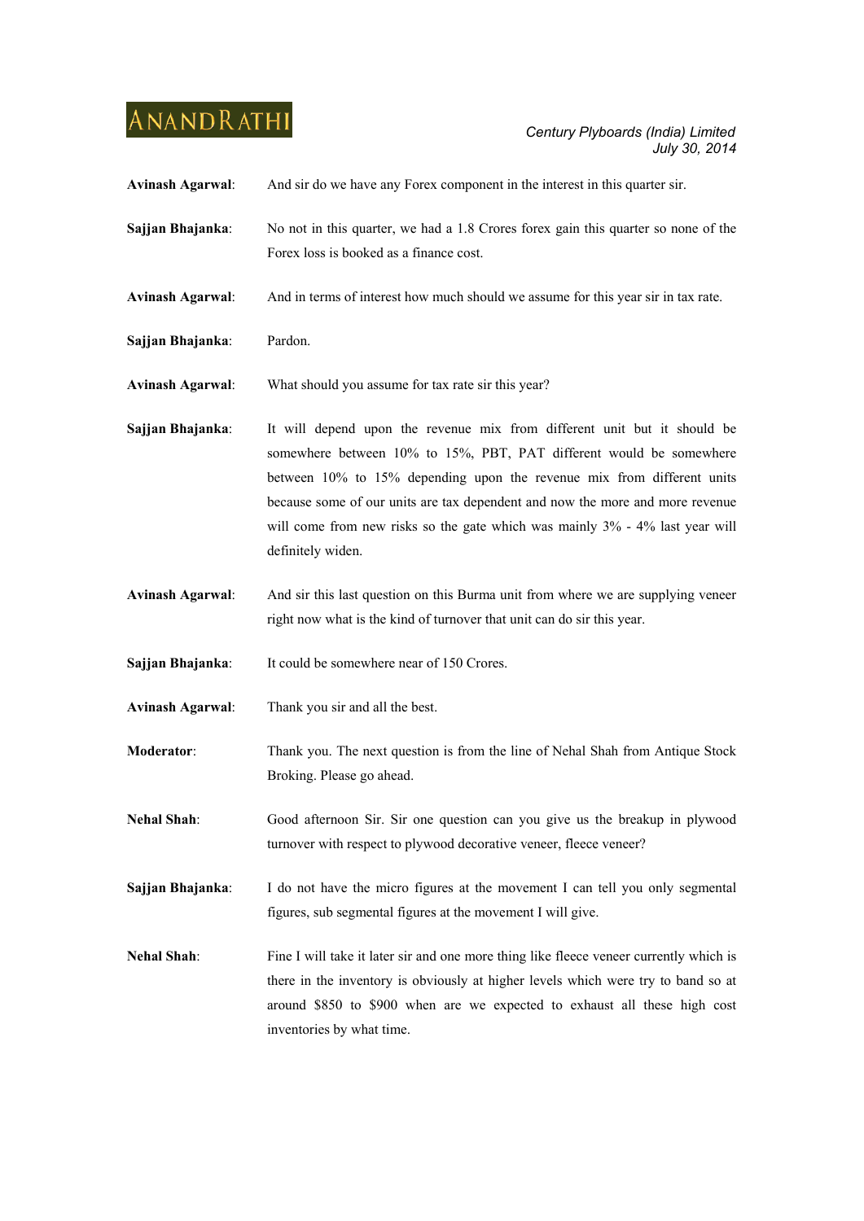**Avinash Agarwal**: And sir do we have any Forex component in the interest in this quarter sir.

**Sajjan Bhajanka**: No not in this quarter, we had a 1.8 Crores forex gain this quarter so none of the Forex loss is booked as a finance cost.

**Avinash Agarwal**: And in terms of interest how much should we assume for this year sir in tax rate.

**Sajjan Bhajanka**: Pardon.

**Avinash Agarwal**: What should you assume for tax rate sir this year?

**Sajjan Bhajanka**: It will depend upon the revenue mix from different unit but it should be somewhere between 10% to 15%, PBT, PAT different would be somewhere between 10% to 15% depending upon the revenue mix from different units because some of our units are tax dependent and now the more and more revenue will come from new risks so the gate which was mainly 3% - 4% last year will definitely widen.

**Avinash Agarwal**: And sir this last question on this Burma unit from where we are supplying veneer right now what is the kind of turnover that unit can do sir this year.

**Sajjan Bhajanka**: It could be somewhere near of 150 Crores.

**Avinash Agarwal**: Thank you sir and all the best.

**Moderator**: Thank you. The next question is from the line of Nehal Shah from Antique Stock Broking. Please go ahead.

**Nehal Shah**: Good afternoon Sir. Sir one question can you give us the breakup in plywood turnover with respect to plywood decorative veneer, fleece veneer?

**Sajjan Bhajanka**: I do not have the micro figures at the movement I can tell you only segmental figures, sub segmental figures at the movement I will give.

**Nehal Shah**: Fine I will take it later sir and one more thing like fleece veneer currently which is there in the inventory is obviously at higher levels which were try to band so at around $850 to $900 when are we expected to exhaust all these high cost inventories by what time.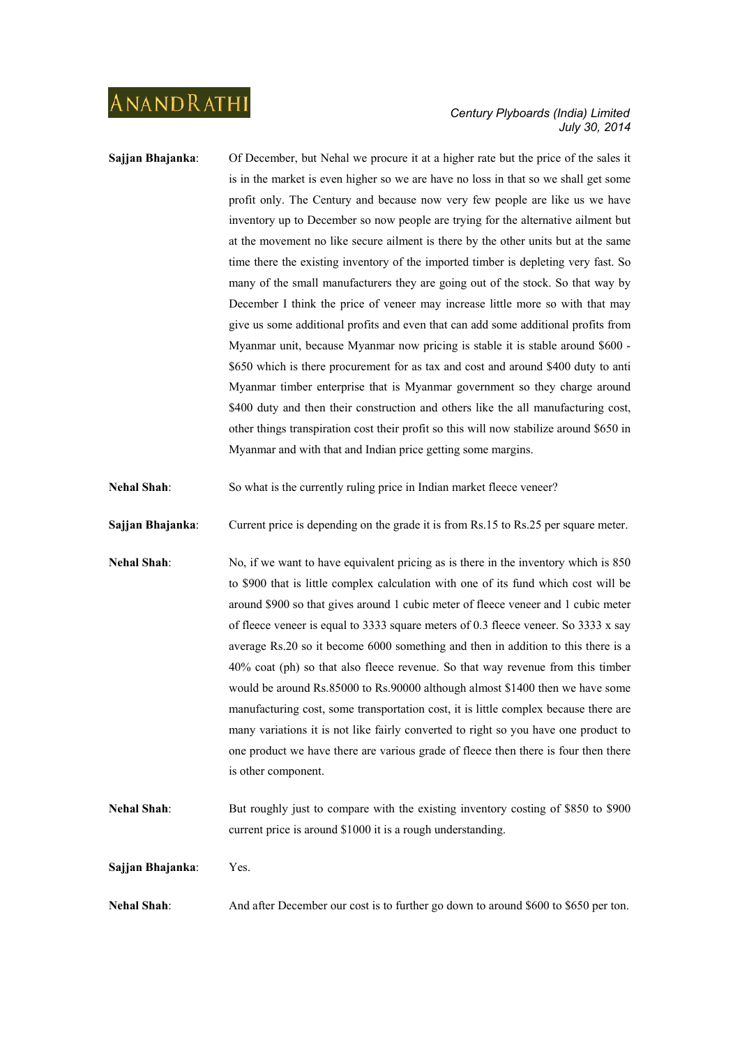**Sajjan Bhajanka**: Of December, but Nehal we procure it at a higher rate but the price of the sales it is in the market is even higher so we are have no loss in that so we shall get some profit only. The Century and because now very few people are like us we have inventory up to December so now people are trying for the alternative ailment but at the movement no like secure ailment is there by the other units but at the same time there the existing inventory of the imported timber is depleting very fast. So many of the small manufacturers they are going out of the stock. So that way by December I think the price of veneer may increase little more so with that may give us some additional profits and even that can add some additional profits from Myanmar unit, because Myanmar now pricing is stable it is stable around $600 - $650 which is there procurement for as tax and cost and around $400 duty to anti Myanmar timber enterprise that is Myanmar government so they charge around $400 duty and then their construction and others like the all manufacturing cost, other things transpiration cost their profit so this will now stabilize around $650 in Myanmar and with that and Indian price getting some margins.

**Nehal Shah**: So what is the currently ruling price in Indian market fleece veneer?

**Sajjan Bhajanka**: Current price is depending on the grade it is from Rs.15 to Rs.25 per square meter.

**Nehal Shah**: No, if we want to have equivalent pricing as is there in the inventory which is 850 to $900 that is little complex calculation with one of its fund which cost will be around $900 so that gives around 1 cubic meter of fleece veneer and 1 cubic meter of fleece veneer is equal to 3333 square meters of 0.3 fleece veneer. So 3333 x say average Rs.20 so it become 6000 something and then in addition to this there is a 40% coat (ph) so that also fleece revenue. So that way revenue from this timber would be around Rs.85000 to Rs.90000 although almost $1400 then we have some manufacturing cost, some transportation cost, it is little complex because there are many variations it is not like fairly converted to right so you have one product to one product we have there are various grade of fleece then there is four then there is other component.

**Nehal Shah**: But roughly just to compare with the existing inventory costing of $850 to $900 current price is around $1000 it is a rough understanding.

**Sajjan Bhajanka**: Yes.

**Nehal Shah**: And after December our cost is to further go down to around $600 to $650 per ton.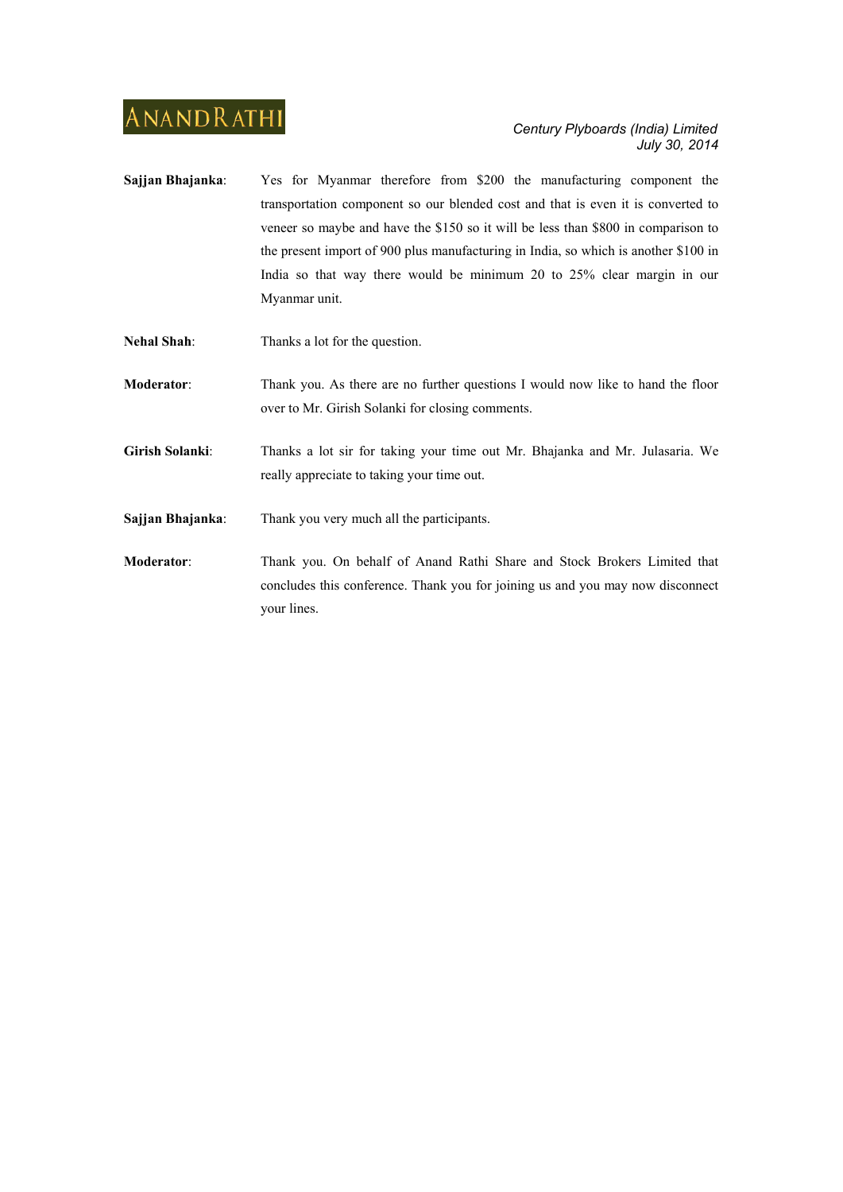**Sajjan Bhajanka**: Yes for Myanmar therefore from $200 the manufacturing component the transportation component so our blended cost and that is even it is converted to veneer so maybe and have the $150 so it will be less than $800 in comparison to the present import of 900 plus manufacturing in India, so which is another $100 in India so that way there would be minimum 20 to 25% clear margin in our Myanmar unit.

**Nehal Shah**: Thanks a lot for the question.

**Moderator**: Thank you. As there are no further questions I would now like to hand the floor over to Mr. Girish Solanki for closing comments.

**Girish Solanki**: Thanks a lot sir for taking your time out Mr. Bhajanka and Mr. Julasaria. We really appreciate to taking your time out.

**Sajjan Bhajanka**: Thank you very much all the participants.

**Moderator**: Thank you. On behalf of Anand Rathi Share and Stock Brokers Limited that concludes this conference. Thank you for joining us and you may now disconnect your lines.